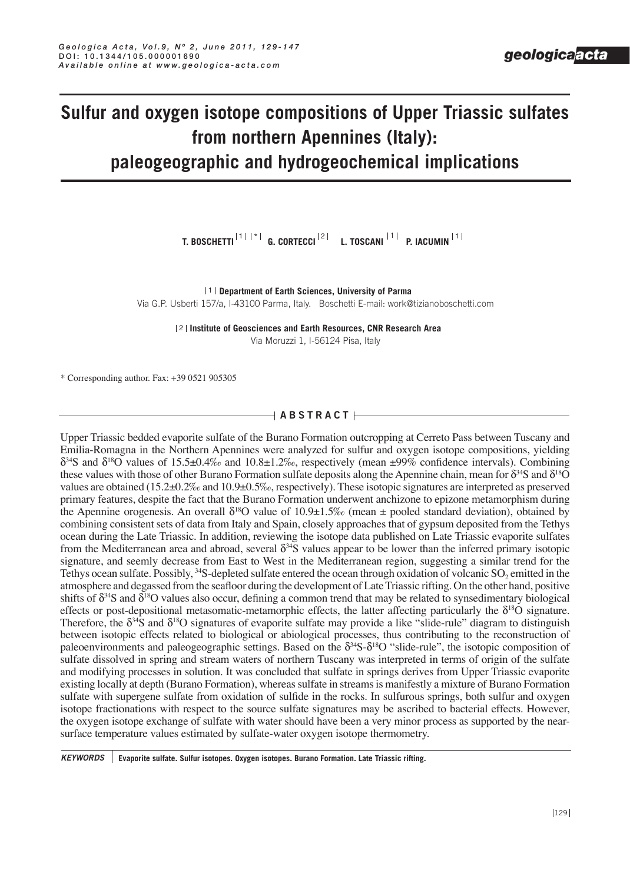# Sulfur and oxygen isotope compositions of Upper Triassic sulfates from northern Apennines (Italy): paleogeographic and hydrogeochemical implications

**T. BOSCHETTI** [1][*] **G. CORTECCI** [2] **L. TOSCANI** [1] **P. IACUMIN** [1]

[1] **Department of Earth Sciences, University of Parma**
Via G.P. Usberti 157/a, I-43100 Parma, Italy. Boschetti E-mail: work@tizianoboschetti.com

[2] **Institute of Geosciences and Earth Resources, CNR Research Area**
Via Moruzzi 1, I-56124 Pisa, Italy

\* Corresponding author. Fax: +39 0521 905305

## ABSTRACT

Upper Triassic bedded evaporite sulfate of the Burano Formation outcropping at Cerreto Pass between Tuscany and Emilia-Romagna in the Northern Apennines were analyzed for sulfur and oxygen isotope compositions, yielding $\delta^{34}S$ and $\delta^{18}O$ values of 15.5±0.4‰ and 10.8±1.2‰, respectively (mean ±99% confidence intervals). Combining these values with those of other Burano Formation sulfate deposits along the Apennine chain, mean for $\delta^{34}S$ and $\delta^{18}O$ values are obtained (15.2±0.2‰ and 10.9±0.5‰, respectively). These isotopic signatures are interpreted as preserved primary features, despite the fact that the Burano Formation underwent anchizone to epizone metamorphism during the Apennine orogenesis. An overall $\delta^{18}O$ value of 10.9±1.5‰ (mean ± pooled standard deviation), obtained by combining consistent sets of data from Italy and Spain, closely approaches that of gypsum deposited from the Tethys ocean during the Late Triassic. In addition, reviewing the isotope data published on Late Triassic evaporite sulfates from the Mediterranean area and abroad, several $\delta^{34}S$ values appear to be lower than the inferred primary isotopic signature, and seemly decrease from East to West in the Mediterranean region, suggesting a similar trend for the Tethys ocean sulfate. Possibly, $^{34}S$-depleted sulfate entered the ocean through oxidation of volcanic $SO_2$ emitted in the atmosphere and degassed from the seafloor during the development of Late Triassic rifting. On the other hand, positive shifts of $\delta^{34}S$ and $\delta^{18}O$ values also occur, defining a common trend that may be related to synsedimentary biological effects or post-depositional metasomatic-metamorphic effects, the latter affecting particularly the $\delta^{18}O$ signature. Therefore, the $\delta^{34}S$ and $\delta^{18}O$ signatures of evaporite sulfate may provide a like "slide-rule" diagram to distinguish between isotopic effects related to biological or abiological processes, thus contributing to the reconstruction of paleoenvironments and paleogeographic settings. Based on the $\delta^{34}S$-$\delta^{18}O$ "slide-rule", the isotopic composition of sulfate dissolved in spring and stream waters of northern Tuscany was interpreted in terms of origin of the sulfate and modifying processes in solution. It was concluded that sulfate in springs derives from Upper Triassic evaporite existing locally at depth (Burano Formation), whereas sulfate in streams is manifestly a mixture of Burano Formation sulfate with supergene sulfate from oxidation of sulfide in the rocks. In sulfurous springs, both sulfur and oxygen isotope fractionations with respect to the source sulfate signatures may be ascribed to bacterial effects. However, the oxygen isotope exchange of sulfate with water should have been a very minor process as supported by the near-surface temperature values estimated by sulfate-water oxygen isotope thermometry.

**KEYWORDS** | Evaporite sulfate. Sulfur isotopes. Oxygen isotopes. Burano Formation. Late Triassic rifting.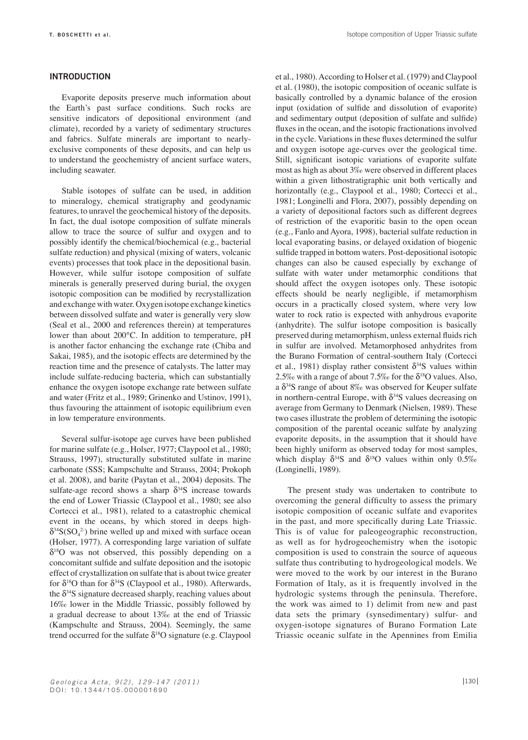## INTRODUCTION

Evaporite deposits preserve much information about the Earth's past surface conditions. Such rocks are sensitive indicators of depositional environment (and climate), recorded by a variety of sedimentary structures and fabrics. Sulfate minerals are important to nearly-exclusive components of these deposits, and can help us to understand the geochemistry of ancient surface waters, including seawater.

Stable isotopes of sulfate can be used, in addition to mineralogy, chemical stratigraphy and geodynamic features, to unravel the geochemical history of the deposits. In fact, the dual isotope composition of sulfate minerals allow to trace the source of sulfur and oxygen and to possibly identify the chemical/biochemical (e.g., bacterial sulfate reduction) and physical (mixing of waters, volcanic events) processes that took place in the depositional basin. However, while sulfur isotope composition of sulfate minerals is generally preserved during burial, the oxygen isotopic composition can be modified by recrystallization and exchange with water. Oxygen isotope exchange kinetics between dissolved sulfate and water is generally very slow (Seal et al., 2000 and references therein) at temperatures lower than about 200°C. In addition to temperature, pH is another factor enhancing the exchange rate (Chiba and Sakai, 1985), and the isotopic effects are determined by the reaction time and the presence of catalysts. The latter may include sulfate-reducing bacteria, which can substantially enhance the oxygen isotope exchange rate between sulfate and water (Fritz et al., 1989; Grinenko and Ustinov, 1991), thus favouring the attainment of isotopic equilibrium even in low temperature environments.

Several sulfur-isotope age curves have been published for marine sulfate (e.g., Holser, 1977; Claypool et al., 1980; Strauss, 1997), structurally substituted sulfate in marine carbonate (SSS; Kampschulte and Strauss, 2004; Prokoph et al. 2008), and barite (Paytan et al., 2004) deposits. The sulfate-age record shows a sharp $\delta^{34}S$ increase towards the end of Lower Triassic (Claypool et al., 1980; see also Cortecci et al., 1981), related to a catastrophic chemical event in the oceans, by which stored in deeps high-$\delta^{34}S(SO_4^{2-})$ brine welled up and mixed with surface ocean (Holser, 1977). A corresponding large variation of sulfate $\delta^{18}O$ was not observed, this possibly depending on a concomitant sulfide and sulfate deposition and the isotopic effect of crystallization on sulfate that is about twice greater for $\delta^{18}O$ than for $\delta^{34}S$ (Claypool et al., 1980). Afterwards, the $\delta^{34}S$ signature decreased sharply, reaching values about 16‰ lower in the Middle Triassic, possibly followed by a gradual decrease to about 13‰ at the end of Triassic (Kampschulte and Strauss, 2004). Seemingly, the same trend occurred for the sulfate $\delta^{18}O$ signature (e.g. Claypool et al., 1980). According to Holser et al. (1979) and Claypool et al. (1980), the isotopic composition of oceanic sulfate is basically controlled by a dynamic balance of the erosion input (oxidation of sulfide and dissolution of evaporite) and sedimentary output (deposition of sulfate and sulfide) fluxes in the ocean, and the isotopic fractionations involved in the cycle. Variations in these fluxes determined the sulfur and oxygen isotope age-curves over the geological time. Still, significant isotopic variations of evaporite sulfate most as high as about 3‰ were observed in different places within a given lithostratigraphic unit both vertically and horizontally (e.g., Claypool et al., 1980; Cortecci et al., 1981; Longinelli and Flora, 2007), possibly depending on a variety of depositional factors such as different degrees of restriction of the evaporitic basin to the open ocean (e.g., Fanlo and Ayora, 1998), bacterial sulfate reduction in local evaporating basins, or delayed oxidation of biogenic sulfide trapped in bottom waters. Post-depositional isotopic changes can also be caused especially by exchange of sulfate with water under metamorphic conditions that should affect the oxygen isotopes only. These isotopic effects should be nearly negligible, if metamorphism occurs in a practically closed system, where very low water to rock ratio is expected with anhydrous evaporite (anhydrite). The sulfur isotope composition is basically preserved during metamorphism, unless external fluids rich in sulfur are involved. Metamorphosed anhydrites from the Burano Formation of central-southern Italy (Cortecci et al., 1981) display rather consistent $\delta^{34}S$ values within 2.5‰ with a range of about 7.5‰ for the $\delta^{18}O$ values. Also, a $\delta^{34}S$ range of about 8‰ was observed for Keuper sulfate in northern-central Europe, with $\delta^{34}S$ values decreasing on average from Germany to Denmark (Nielsen, 1989). These two cases illustrate the problem of determining the isotopic composition of the parental oceanic sulfate by analyzing evaporite deposits, in the assumption that it should have been highly uniform as observed today for most samples, which display $\delta^{34}S$ and $\delta^{18}O$ values within only 0.5‰ (Longinelli, 1989).

The present study was undertaken to contribute to overcoming the general difficulty to assess the primary isotopic composition of oceanic sulfate and evaporites in the past, and more specifically during Late Triassic. This is of value for paleogeographic reconstruction, as well as for hydrogeochemistry when the isotopic composition is used to constrain the source of aqueous sulfate thus contributing to hydrogeological models. We were moved to the work by our interest in the Burano Formation of Italy, as it is frequently involved in the hydrologic systems through the peninsula. Therefore, the work was aimed to 1) delimit from new and past data sets the primary (synsedimentary) sulfur- and oxygen-isotope signatures of Burano Formation Late Triassic oceanic sulfate in the Apennines from Emilia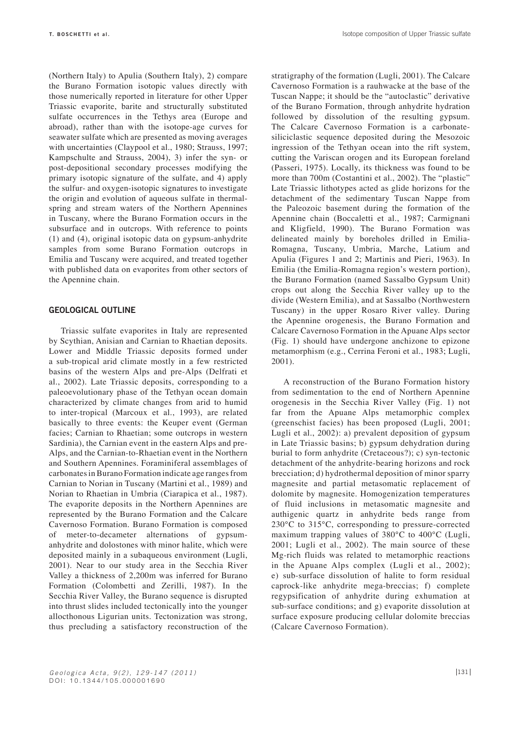(Northern Italy) to Apulia (Southern Italy), 2) compare the Burano Formation isotopic values directly with those numerically reported in literature for other Upper Triassic evaporite, barite and structurally substituted sulfate occurrences in the Tethys area (Europe and abroad), rather than with the isotope-age curves for seawater sulfate which are presented as moving averages with uncertainties (Claypool et al., 1980; Strauss, 1997; Kampschulte and Strauss, 2004), 3) infer the syn- or post-depositional secondary processes modifying the primary isotopic signature of the sulfate, and 4) apply the sulfur- and oxygen-isotopic signatures to investigate the origin and evolution of aqueous sulfate in thermal-spring and stream waters of the Northern Apennines in Tuscany, where the Burano Formation occurs in the subsurface and in outcrops. With reference to points (1) and (4), original isotopic data on gypsum-anhydrite samples from some Burano Formation outcrops in Emilia and Tuscany were acquired, and treated together with published data on evaporites from other sectors of the Apennine chain.

## GEOLOGICAL OUTLINE

Triassic sulfate evaporites in Italy are represented by Scythian, Anisian and Carnian to Rhaetian deposits. Lower and Middle Triassic deposits formed under a sub-tropical arid climate mostly in a few restricted basins of the western Alps and pre-Alps (Delfrati et al., 2002). Late Triassic deposits, corresponding to a paleoevolutionary phase of the Tethyan ocean domain characterized by climate changes from arid to humid to inter-tropical (Marcoux et al., 1993), are related basically to three events: the Keuper event (German facies; Carnian to Rhaetian; some outcrops in western Sardinia), the Carnian event in the eastern Alps and pre-Alps, and the Carnian-to-Rhaetian event in the Northern and Southern Apennines. Foraminiferal assemblages of carbonates in Burano Formation indicate age ranges from Carnian to Norian in Tuscany (Martini et al., 1989) and Norian to Rhaetian in Umbria (Ciarapica et al., 1987). The evaporite deposits in the Northern Apennines are represented by the Burano Formation and the Calcare Cavernoso Formation. Burano Formation is composed of meter-to-decameter alternations of gypsum-anhydrite and dolostones with minor halite, which were deposited mainly in a subaqueous environment (Lugli, 2001). Near to our study area in the Secchia River Valley a thickness of 2,200m was inferred for Burano Formation (Colombetti and Zerilli, 1987). In the Secchia River Valley, the Burano sequence is disrupted into thrust slides included tectonically into the younger allocthonous Ligurian units. Tectonization was strong, thus precluding a satisfactory reconstruction of the stratigraphy of the formation (Lugli, 2001). The Calcare Cavernoso Formation is a rauhwacke at the base of the Tuscan Nappe; it should be the "autoclastic" derivative of the Burano Formation, through anhydrite hydration followed by dissolution of the resulting gypsum. The Calcare Cavernoso Formation is a carbonate-siliciclastic sequence deposited during the Mesozoic ingression of the Tethyan ocean into the rift system, cutting the Variscan orogen and its European foreland (Passeri, 1975). Locally, its thickness was found to be more than 700m (Costantini et al., 2002). The "plastic" Late Triassic lithotypes acted as glide horizons for the detachment of the sedimentary Tuscan Nappe from the Paleozoic basement during the formation of the Apennine chain (Boccaletti et al., 1987; Carmignani and Kligfield, 1990). The Burano Formation was delineated mainly by boreholes drilled in Emilia-Romagna, Tuscany, Umbria, Marche, Latium and Apulia (Figures 1 and 2; Martinis and Pieri, 1963). In Emilia (the Emilia-Romagna region's western portion), the Burano Formation (named Sassalbo Gypsum Unit) crops out along the Secchia River valley up to the divide (Western Emilia), and at Sassalbo (Northwestern Tuscany) in the upper Rosaro River valley. During the Apennine orogenesis, the Burano Formation and Calcare Cavernoso Formation in the Apuane Alps sector (Fig. 1) should have undergone anchizone to epizone metamorphism (e.g., Cerrina Feroni et al., 1983; Lugli, 2001).

A reconstruction of the Burano Formation history from sedimentation to the end of Northern Apennine orogenesis in the Secchia River Valley (Fig. 1) not far from the Apuane Alps metamorphic complex (greenschist facies) has been proposed (Lugli, 2001; Lugli et al., 2002): a) prevalent deposition of gypsum in Late Triassic basins; b) gypsum dehydration during burial to form anhydrite (Cretaceous?); c) syn-tectonic detachment of the anhydrite-bearing horizons and rock brecciation; d) hydrothermal deposition of minor sparry magnesite and partial metasomatic replacement of dolomite by magnesite. Homogenization temperatures of fluid inclusions in metasomatic magnesite and authigenic quartz in anhydrite beds range from 230°C to 315°C, corresponding to pressure-corrected maximum trapping values of 380°C to 400°C (Lugli, 2001; Lugli et al., 2002). The main source of these Mg-rich fluids was related to metamorphic reactions in the Apuane Alps complex (Lugli et al., 2002); e) sub-surface dissolution of halite to form residual caprock-like anhydrite mega-breccias; f) complete regypsification of anhydrite during exhumation at sub-surface conditions; and g) evaporite dissolution at surface exposure producing cellular dolomite breccias (Calcare Cavernoso Formation).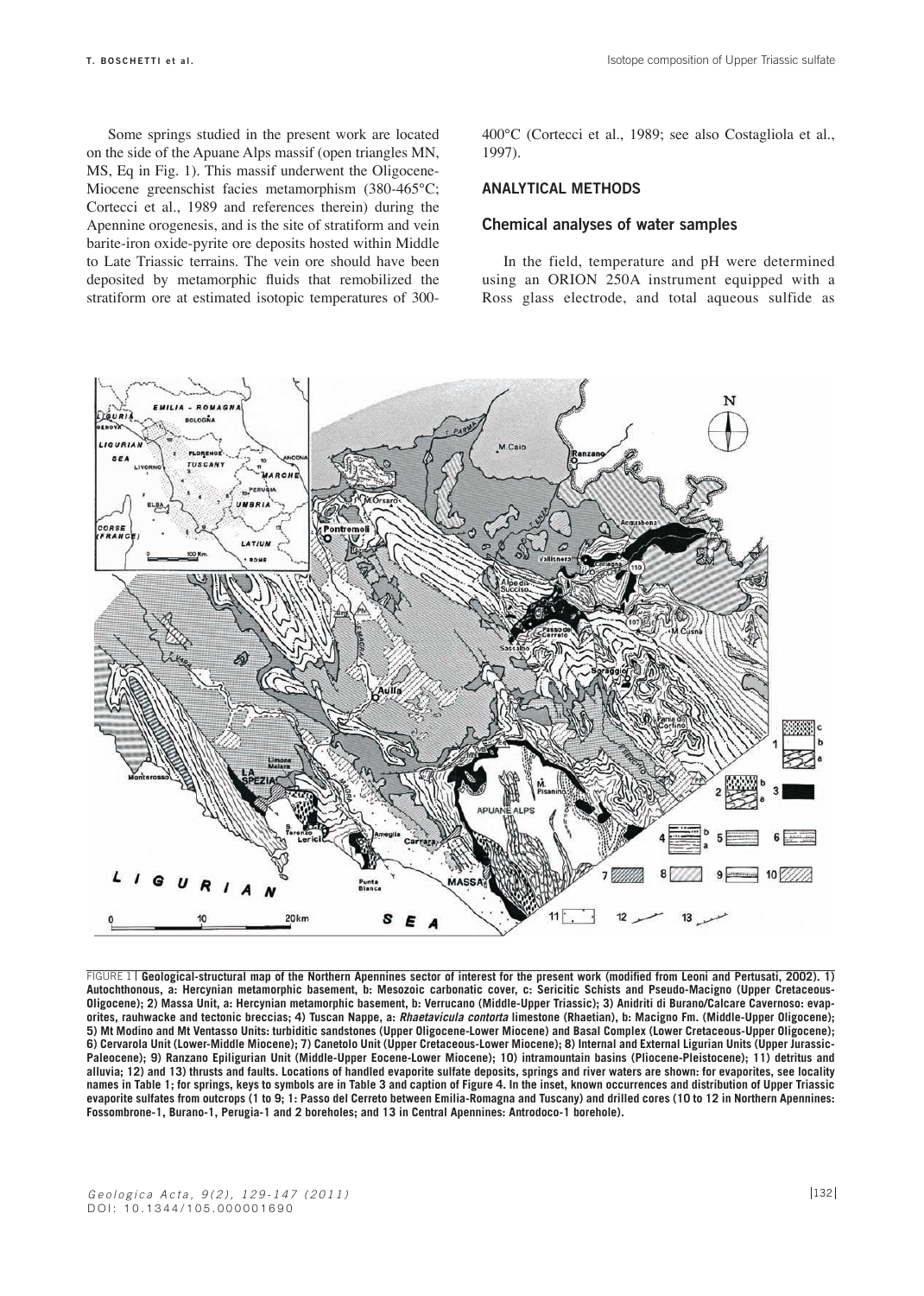Some springs studied in the present work are located on the side of the Apuane Alps massif (open triangles MN, MS, Eq in Fig. 1). This massif underwent the Oligocene-Miocene greenschist facies metamorphism (380-465°C; Cortecci et al., 1989 and references therein) during the Apennine orogenesis, and is the site of stratiform and vein barite-iron oxide-pyrite ore deposits hosted within Middle to Late Triassic terrains. The vein ore should have been deposited by metamorphic fluids that remobilized the stratiform ore at estimated isotopic temperatures of 300-400°C (Cortecci et al., 1989; see also Costagliola et al., 1997).

## ANALYTICAL METHODS

### Chemical analyses of water samples

In the field, temperature and pH were determined using an ORION 250A instrument equipped with a Ross glass electrode, and total aqueous sulfide as

FIGURE 1 | **Geological-structural map of the Northern Apennines sector of interest for the present work (modified from Leoni and Pertusati, 2002). 1) Autochthonous, a: Hercynian metamorphic basement, b: Mesozoic carbonatic cover, c: Sericitic Schists and Pseudo-Macigno (Upper Cretaceous-Oligocene); 2) Massa Unit, a: Hercynian metamorphic basement, b: Verrucano (Middle-Upper Triassic); 3) Anidriti di Burano/Calcare Cavernoso: evaporites, rauhwacke and tectonic breccias; 4) Tuscan Nappe, a: *Rhaetavicula contorta* limestone (Rhaetian), b: Macigno Fm. (Middle-Upper Oligocene); 5) Mt Modino and Mt Ventasso Units: turbiditic sandstones (Upper Oligocene-Lower Miocene) and Basal Complex (Lower Cretaceous-Upper Oligocene); 6) Cervarola Unit (Lower-Middle Miocene); 7) Canetolo Unit (Upper Cretaceous-Lower Miocene); 8) Internal and External Ligurian Units (Upper Jurassic-Paleocene); 9) Ranzano Epiligurian Unit (Middle-Upper Eocene-Lower Miocene); 10) intramountain basins (Pliocene-Pleistocene); 11) detritus and alluvia; 12) and 13) thrusts and faults. Locations of handled evaporite sulfate deposits, springs and river waters are shown: for evaporites, see locality names in Table 1; for springs, keys to symbols are in Table 3 and caption of Figure 4. In the inset, known occurrences and distribution of Upper Triassic evaporite sulfates from outcrops (1 to 9; 1: Passo del Cerreto between Emilia-Romagna and Tuscany) and drilled cores (10 to 12 in Northern Apennines: Fossombrone-1, Burano-1, Perugia-1 and 2 boreholes; and 13 in Central Apennines: Antrodoco-1 borehole).**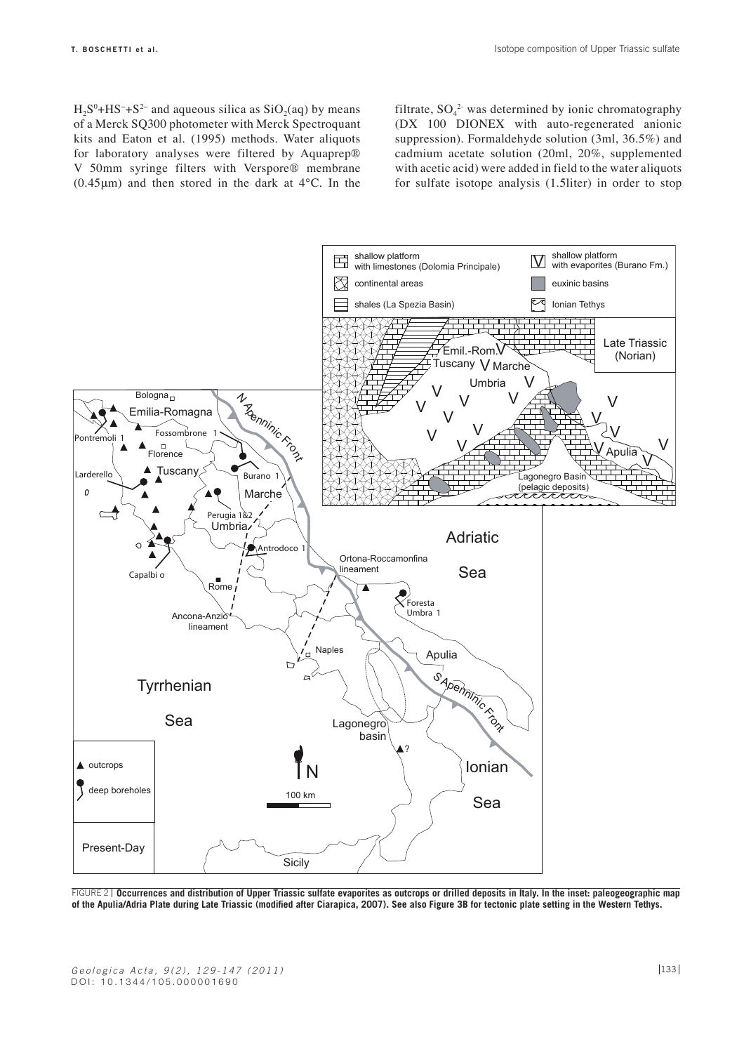$H_2S^0+HS^-+S^{2-}$ and aqueous silica as $SiO_2(aq)$ by means of a Merck SQ300 photometer with Merck Spectroquant kits and Eaton et al. (1995) methods. Water aliquots for laboratory analyses were filtered by Aquaprep® V 50mm syringe filters with Verspore® membrane (0.45µm) and then stored in the dark at 4°C. In the filtrate, $SO_4^{2-}$ was determined by ionic chromatography (DX 100 DIONEX with auto-regenerated anionic suppression). Formaldehyde solution (3ml, 36.5%) and cadmium acetate solution (20ml, 20%, supplemented with acetic acid) were added in field to the water aliquots for sulfate isotope analysis (1.5liter) in order to stop

FIGURE 2 | **Occurrences and distribution of Upper Triassic sulfate evaporites as outcrops or drilled deposits in Italy. In the inset: paleogeographic map of the Apulia/Adria Plate during Late Triassic (modified after Ciarapica, 2007). See also Figure 3B for tectonic plate setting in the Western Tethys.**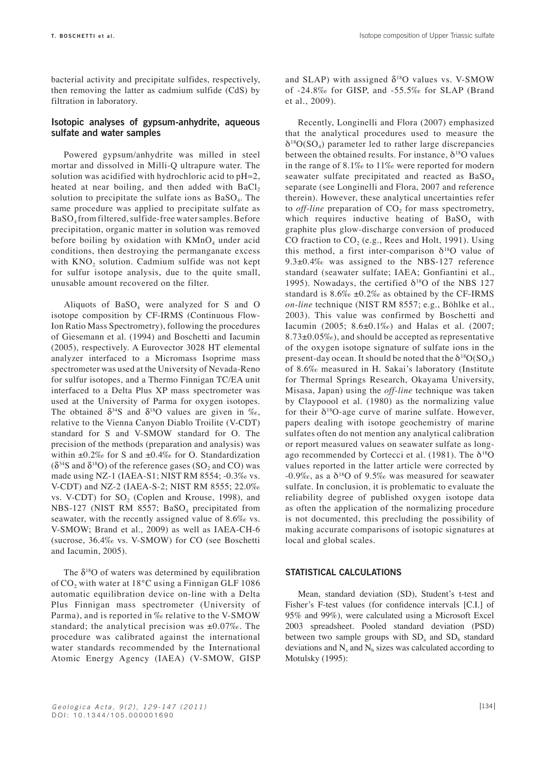bacterial activity and precipitate sulfides, respectively, then removing the latter as cadmium sulfide (CdS) by filtration in laboratory.

### Isotopic analyses of gypsum-anhydrite, aqueous sulfate and water samples

Powered gypsum/anhydrite was milled in steel mortar and dissolved in Milli-Q ultrapure water. The solution was acidified with hydrochloric acid to pH≈2, heated at near boiling, and then added with $BaCl_2$ solution to precipitate the sulfate ions as $BaSO_4$. The same procedure was applied to precipitate sulfate as $BaSO_4$ from filtered, sulfide-free water samples. Before precipitation, organic matter in solution was removed before boiling by oxidation with $KMnO_4$ under acid conditions, then destroying the permanganate excess with $KNO_2$ solution. Cadmium sulfide was not kept for sulfur isotope analysis, due to the quite small, unusable amount recovered on the filter.

Aliquots of $BaSO_4$ were analyzed for S and O isotope composition by CF-IRMS (Continuous Flow-Ion Ratio Mass Spectrometry), following the procedures of Giesemann et al. (1994) and Boschetti and Iacumin (2005), respectively. A Eurovector 3028 HT elemental analyzer interfaced to a Micromass Isoprime mass spectrometer was used at the University of Nevada-Reno for sulfur isotopes, and a Thermo Finnigan TC/EA unit interfaced to a Delta Plus XP mass spectrometer was used at the University of Parma for oxygen isotopes. The obtained $\delta^{34}S$ and $\delta^{18}O$ values are given in ‰, relative to the Vienna Canyon Diablo Troilite (V-CDT) standard for S and V-SMOW standard for O. The precision of the methods (preparation and analysis) was within ±0.2‰ for S and ±0.4‰ for O. Standardization ($\delta^{34}S$ and $\delta^{18}O$) of the reference gases ($SO_2$ and CO) was made using NZ-1 (IAEA-S1; NIST RM 8554; -0.3‰ vs. V-CDT) and NZ-2 (IAEA-S-2; NIST RM 8555; 22.0‰ vs. V-CDT) for $SO_2$ (Coplen and Krouse, 1998), and NBS-127 (NIST RM 8557; $BaSO_4$ precipitated from seawater, with the recently assigned value of 8.6‰ vs. V-SMOW; Brand et al., 2009) as well as IAEA-CH-6 (sucrose, 36.4‰ vs. V-SMOW) for CO (see Boschetti and Iacumin, 2005).

The $\delta^{18}O$ of waters was determined by equilibration of $CO_2$ with water at 18°C using a Finnigan GLF 1086 automatic equilibration device on-line with a Delta Plus Finnigan mass spectrometer (University of Parma), and is reported in ‰ relative to the V-SMOW standard; the analytical precision was ±0.07‰. The procedure was calibrated against the international water standards recommended by the International Atomic Energy Agency (IAEA) (V-SMOW, GISP and SLAP) with assigned $\delta^{18}O$ values vs. V-SMOW of -24.8‰ for GISP, and -55.5‰ for SLAP (Brand et al., 2009).

Recently, Longinelli and Flora (2007) emphasized that the analytical procedures used to measure the $\delta^{18}O(SO_4)$ parameter led to rather large discrepancies between the obtained results. For instance, $\delta^{18}O$ values in the range of 8.1‰ to 11‰ were reported for modern seawater sulfate precipitated and reacted as $BaSO_4$ separate (see Longinelli and Flora, 2007 and reference therein). However, these analytical uncertainties refer to *off-line* preparation of $CO_2$ for mass spectrometry, which requires inductive heating of $BaSO_4$ with graphite plus glow-discharge conversion of produced CO fraction to $CO_2$ (e.g., Rees and Holt, 1991). Using this method, a first inter-comparison $\delta^{18}O$ value of 9.3±0.4‰ was assigned to the NBS-127 reference standard (seawater sulfate; IAEA; Gonfiantini et al., 1995). Nowadays, the certified $\delta^{18}O$ of the NBS 127 standard is 8.6‰ ±0.2‰ as obtained by the CF-IRMS *on-line* technique (NIST RM 8557; e.g., Böhlke et al., 2003). This value was confirmed by Boschetti and Iacumin (2005; 8.6±0.1‰) and Halas et al. (2007; 8.73±0.05‰), and should be accepted as representative of the oxygen isotope signature of sulfate ions in the present-day ocean. It should be noted that the $\delta^{18}O(SO_4)$ of 8.6‰ measured in H. Sakai's laboratory (Institute for Thermal Springs Research, Okayama University, Misasa, Japan) using the *off-line* technique was taken by Claypoool et al. (1980) as the normalizing value for their $\delta^{18}O$-age curve of marine sulfate. However, papers dealing with isotope geochemistry of marine sulfates often do not mention any analytical calibration or report measured values on seawater sulfate as long-ago recommended by Cortecci et al. (1981). The $\delta^{18}O$ values reported in the latter article were corrected by -0.9‰, as a $\delta^{18}O$ of 9.5‰ was measured for seawater sulfate. In conclusion, it is problematic to evaluate the reliability degree of published oxygen isotope data as often the application of the normalizing procedure is not documented, this precluding the possibility of making accurate comparisons of isotopic signatures at local and global scales.

## STATISTICAL CALCULATIONS

Mean, standard deviation (SD), Student's t-test and Fisher's F-test values (for confidence intervals [C.I.] of 95% and 99%), were calculated using a Microsoft Excel 2003 spreadsheet. Pooled standard deviation (PSD) between two sample groups with $SD_a$ and $SD_b$ standard deviations and $N_a$ and $N_b$ sizes was calculated according to Motulsky (1995):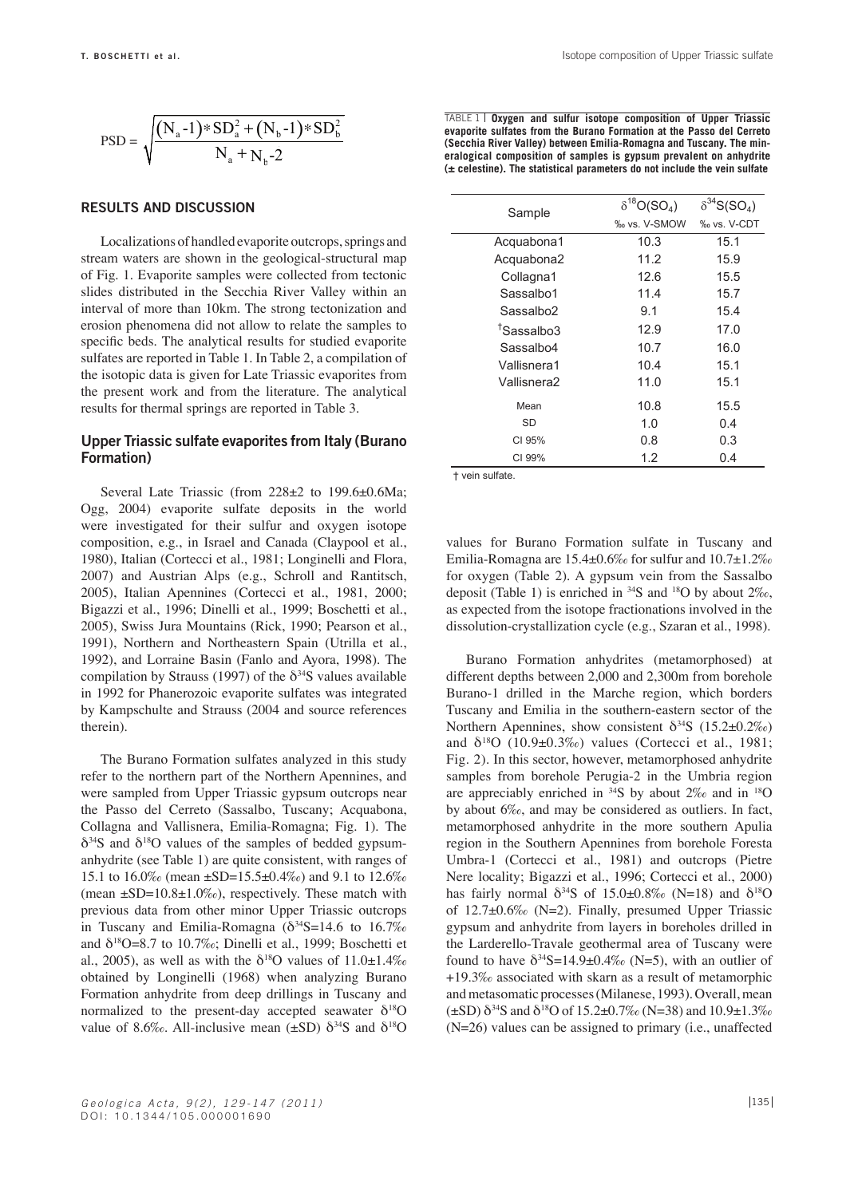$$PSD = \sqrt{\frac{(N_a - 1) * SD_a^2 + (N_b - 1) * SD_b^2}{N_a + N_b - 2}}$$

## RESULTS AND DISCUSSION

Localizations of handled evaporite outcrops, springs and stream waters are shown in the geological-structural map of Fig. 1. Evaporite samples were collected from tectonic slides distributed in the Secchia River Valley within an interval of more than 10km. The strong tectonization and erosion phenomena did not allow to relate the samples to specific beds. The analytical results for studied evaporite sulfates are reported in Table 1. In Table 2, a compilation of the isotopic data is given for Late Triassic evaporites from the present work and from the literature. The analytical results for thermal springs are reported in Table 3.

### Upper Triassic sulfate evaporites from Italy (Burano Formation)

Several Late Triassic (from 228±2 to 199.6±0.6Ma; Ogg, 2004) evaporite sulfate deposits in the world were investigated for their sulfur and oxygen isotope composition, e.g., in Israel and Canada (Claypool et al., 1980), Italian (Cortecci et al., 1981; Longinelli and Flora, 2007) and Austrian Alps (e.g., Schroll and Rantitsch, 2005), Italian Apennines (Cortecci et al., 1981, 2000; Bigazzi et al., 1996; Dinelli et al., 1999; Boschetti et al., 2005), Swiss Jura Mountains (Rick, 1990; Pearson et al., 1991), Northern and Northeastern Spain (Utrilla et al., 1992), and Lorraine Basin (Fanlo and Ayora, 1998). The compilation by Strauss (1997) of the $\delta^{34}$S values available in 1992 for Phanerozoic evaporite sulfates was integrated by Kampschulte and Strauss (2004 and source references therein).

The Burano Formation sulfates analyzed in this study refer to the northern part of the Northern Apennines, and were sampled from Upper Triassic gypsum outcrops near the Passo del Cerreto (Sassalbo, Tuscany; Acquabona, Collagna and Vallisnera, Emilia-Romagna; Fig. 1). The $\delta^{34}$S and $\delta^{18}$O values of the samples of bedded gypsum-anhydrite (see Table 1) are quite consistent, with ranges of 15.1 to 16.0‰ (mean ±SD=15.5±0.4‰) and 9.1 to 12.6‰ (mean ±SD=10.8±1.0‰), respectively. These match with previous data from other minor Upper Triassic outcrops in Tuscany and Emilia-Romagna ($\delta^{34}$S=14.6 to 16.7‰ and $\delta^{18}$O=8.7 to 10.7‰; Dinelli et al., 1999; Boschetti et al., 2005), as well as with the $\delta^{18}$O values of 11.0±1.4‰ obtained by Longinelli (1968) when analyzing Burano Formation anhydrite from deep drillings in Tuscany and normalized to the present-day accepted seawater $\delta^{18}$O value of 8.6‰. All-inclusive mean (±SD) $\delta^{34}$S and $\delta^{18}$O values for Burano Formation sulfate in Tuscany and Emilia-Romagna are 15.4±0.6‰ for sulfur and 10.7±1.2‰ for oxygen (Table 2). A gypsum vein from the Sassalbo deposit (Table 1) is enriched in $^{34}$S and $^{18}$O by about 2‰, as expected from the isotope fractionations involved in the dissolution-crystallization cycle (e.g., Szaran et al., 1998).

Burano Formation anhydrites (metamorphosed) at different depths between 2,000 and 2,300m from borehole Burano-1 drilled in the Marche region, which borders Tuscany and Emilia in the southern-eastern sector of the Northern Apennines, show consistent $\delta^{34}$S (15.2±0.2‰) and $\delta^{18}$O (10.9±0.3‰) values (Cortecci et al., 1981; Fig. 2). In this sector, however, metamorphosed anhydrite samples from borehole Perugia-2 in the Umbria region are appreciably enriched in $^{34}$S by about 2‰ and in $^{18}$O by about 6‰, and may be considered as outliers. In fact, metamorphosed anhydrite in the more southern Apulia region in the Southern Apennines from borehole Foresta Umbra-1 (Cortecci et al., 1981) and outcrops (Pietre Nere locality; Bigazzi et al., 1996; Cortecci et al., 2000) has fairly normal $\delta^{34}$S of 15.0±0.8‰ (N=18) and $\delta^{18}$O of 12.7±0.6‰ (N=2). Finally, presumed Upper Triassic gypsum and anhydrite from layers in boreholes drilled in the Larderello-Travale geothermal area of Tuscany were found to have $\delta^{34}$S=14.9±0.4‰ (N=5), with an outlier of +19.3‰ associated with skarn as a result of metamorphic and metasomatic processes (Milanese, 1993). Overall, mean (±SD) $\delta^{34}$S and $\delta^{18}$O of 15.2±0.7‰ (N=38) and 10.9±1.3‰ (N=26) values can be assigned to primary (i.e., unaffected

TABLE 1 | **Oxygen and sulfur isotope composition of Upper Triassic evaporite sulfates from the Burano Formation at the Passo del Cerreto (Secchia River Valley) between Emilia-Romagna and Tuscany. The mineralogical composition of samples is gypsum prevalent on anhydrite (± celestine). The statistical parameters do not include the vein sulfate**

| Sample | $\delta^{18}O(SO_4)$ ‰ vs. V-SMOW | $\delta^{34}S(SO_4)$ ‰ vs. V-CDT |
|---|---|---|
| Acquabona1 | 10.3 | 15.1 |
| Acquabona2 | 11.2 | 15.9 |
| Collagna1 | 12.6 | 15.5 |
| Sassalbo1 | 11.4 | 15.7 |
| Sassalbo2 | 9.1 | 15.4 |
| †Sassalbo3 | 12.9 | 17.0 |
| Sassalbo4 | 10.7 | 16.0 |
| Vallisnera1 | 10.4 | 15.1 |
| Vallisnera2 | 11.0 | 15.1 |
| Mean | 10.8 | 15.5 |
| SD | 1.0 | 0.4 |
| CI 95% | 0.8 | 0.3 |
| CI 99% | 1.2 | 0.4 |

† vein sulfate.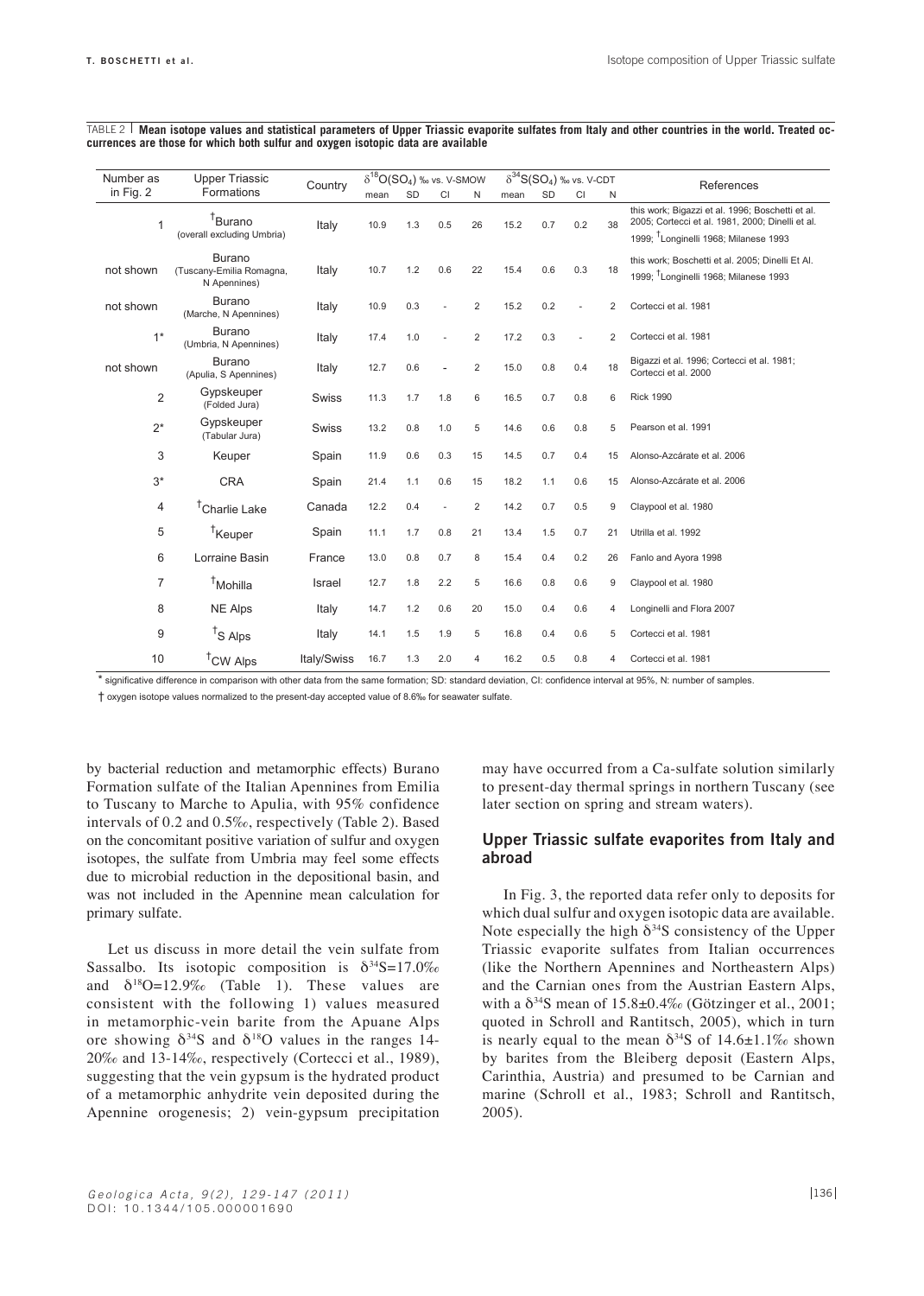TABLE 2 | **Mean isotope values and statistical parameters of Upper Triassic evaporite sulfates from Italy and other countries in the world. Treated occurrences are those for which both sulfur and oxygen isotopic data are available**

| Number as in Fig. 2 | Upper Triassic Formations | Country | $\delta^{18}O(SO_4)$ ‰ vs. V-SMOW | | | | $\delta^{34}S(SO_4)$ ‰ vs. V-CDT | | | | References |
|---|---|---|---|---|---|---|---|---|---|---|---|
| | | | mean | SD | CI | N | mean | SD | CI | N | |
| 1 | †Burano (overall excluding Umbria) | Italy | 10.9 | 1.3 | 0.5 | 26 | 15.2 | 0.7 | 0.2 | 38 | this work; Bigazzi et al. 1996; Boschetti et al. 2005; Cortecci et al. 1981, 2000; Dinelli et al. 1999; †Longinelli 1968; Milanese 1993 |
| not shown | Burano (Tuscany-Emilia Romagna, N Apennines) | Italy | 10.7 | 1.2 | 0.6 | 22 | 15.4 | 0.6 | 0.3 | 18 | this work; Boschetti et al. 2005; Dinelli Et Al. 1999; †Longinelli 1968; Milanese 1993 |
| not shown | Burano (Marche, N Apennines) | Italy | 10.9 | 0.3 | - | 2 | 15.2 | 0.2 | - | 2 | Cortecci et al. 1981 |
| 1* | Burano (Umbria, N Apennines) | Italy | 17.4 | 1.0 | - | 2 | 17.2 | 0.3 | - | 2 | Cortecci et al. 1981 |
| not shown | Burano (Apulia, S Apennines) | Italy | 12.7 | 0.6 | - | 2 | 15.0 | 0.8 | 0.4 | 18 | Bigazzi et al. 1996; Cortecci et al. 1981; Cortecci et al. 2000 |
| 2 | Gypskeuper (Folded Jura) | Swiss | 11.3 | 1.7 | 1.8 | 6 | 16.5 | 0.7 | 0.8 | 6 | Rick 1990 |
| 2* | Gypskeuper (Tabular Jura) | Swiss | 13.2 | 0.8 | 1.0 | 5 | 14.6 | 0.6 | 0.8 | 5 | Pearson et al. 1991 |
| 3 | Keuper | Spain | 11.9 | 0.6 | 0.3 | 15 | 14.5 | 0.7 | 0.4 | 15 | Alonso-Azcárate et al. 2006 |
| 3* | CRA | Spain | 21.4 | 1.1 | 0.6 | 15 | 18.2 | 1.1 | 0.6 | 15 | Alonso-Azcárate et al. 2006 |
| 4 | †Charlie Lake | Canada | 12.2 | 0.4 | - | 2 | 14.2 | 0.7 | 0.5 | 9 | Claypool et al. 1980 |
| 5 | †Keuper | Spain | 11.1 | 1.7 | 0.8 | 21 | 13.4 | 1.5 | 0.7 | 21 | Utrilla et al. 1992 |
| 6 | Lorraine Basin | France | 13.0 | 0.8 | 0.7 | 8 | 15.4 | 0.4 | 0.2 | 26 | Fanlo and Ayora 1998 |
| 7 | †Mohilla | Israel | 12.7 | 1.8 | 2.2 | 5 | 16.6 | 0.8 | 0.6 | 9 | Claypool et al. 1980 |
| 8 | NE Alps | Italy | 14.7 | 1.2 | 0.6 | 20 | 15.0 | 0.4 | 0.6 | 4 | Longinelli and Flora 2007 |
| 9 | †S Alps | Italy | 14.1 | 1.5 | 1.9 | 5 | 16.8 | 0.4 | 0.6 | 5 | Cortecci et al. 1981 |
| 10 | †CW Alps | Italy/Swiss | 16.7 | 1.3 | 2.0 | 4 | 16.2 | 0.5 | 0.8 | 4 | Cortecci et al. 1981 |

\* significative difference in comparison with other data from the same formation; SD: standard deviation, CI: confidence interval at 95%, N: number of samples.

† oxygen isotope values normalized to the present-day accepted value of 8.6‰ for seawater sulfate.

by bacterial reduction and metamorphic effects) Burano Formation sulfate of the Italian Apennines from Emilia to Tuscany to Marche to Apulia, with 95% confidence intervals of 0.2 and 0.5‰, respectively (Table 2). Based on the concomitant positive variation of sulfur and oxygen isotopes, the sulfate from Umbria may feel some effects due to microbial reduction in the depositional basin, and was not included in the Apennine mean calculation for primary sulfate.

Let us discuss in more detail the vein sulfate from Sassalbo. Its isotopic composition is $\delta^{34}S$=17.0‰ and $\delta^{18}O$=12.9‰ (Table 1). These values are consistent with the following 1) values measured in metamorphic-vein barite from the Apuane Alps ore showing $\delta^{34}S$ and $\delta^{18}O$ values in the ranges 14-20‰ and 13-14‰, respectively (Cortecci et al., 1989), suggesting that the vein gypsum is the hydrated product of a metamorphic anhydrite vein deposited during the Apennine orogenesis; 2) vein-gypsum precipitation may have occurred from a Ca-sulfate solution similarly to present-day thermal springs in northern Tuscany (see later section on spring and stream waters).

## Upper Triassic sulfate evaporites from Italy and abroad

In Fig. 3, the reported data refer only to deposits for which dual sulfur and oxygen isotopic data are available. Note especially the high $\delta^{34}S$ consistency of the Upper Triassic evaporite sulfates from Italian occurrences (like the Northern Apennines and Northeastern Alps) and the Carnian ones from the Austrian Eastern Alps, with a $\delta^{34}S$ mean of 15.8±0.4‰ (Götzinger et al., 2001; quoted in Schroll and Rantitsch, 2005), which in turn is nearly equal to the mean $\delta^{34}S$ of 14.6±1.1‰ shown by barites from the Bleiberg deposit (Eastern Alps, Carinthia, Austria) and presumed to be Carnian and marine (Schroll et al., 1983; Schroll and Rantitsch, 2005).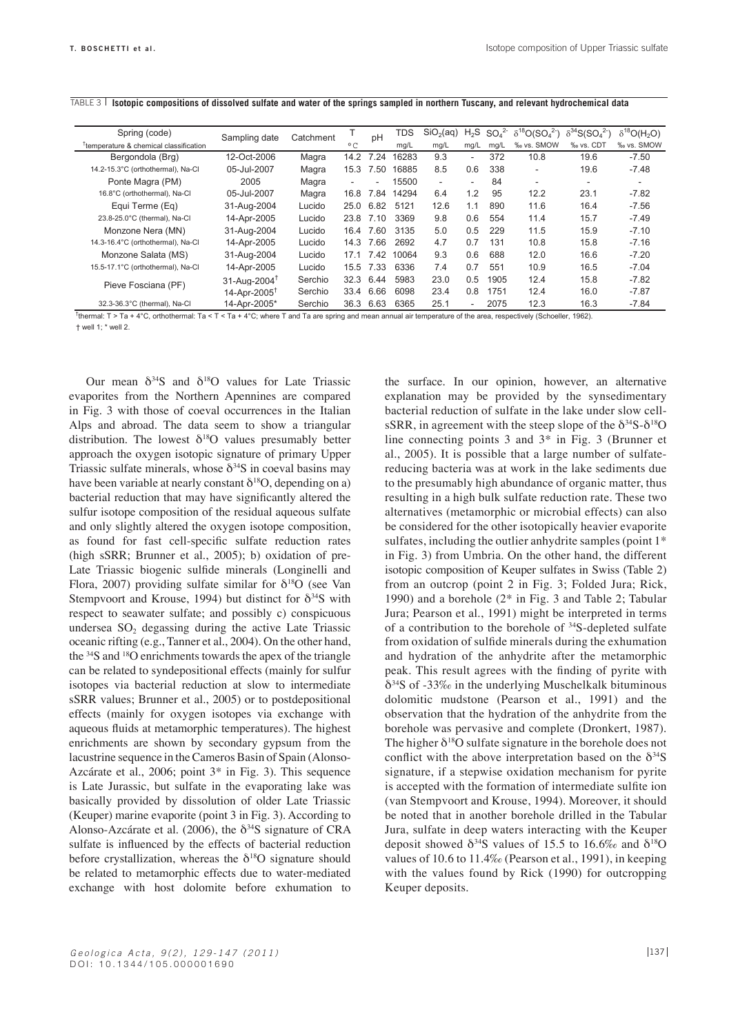TABLE 3 | **Isotopic compositions of dissolved sulfate and water of the springs sampled in northern Tuscany, and relevant hydrochemical data**

| Spring (code) | Sampling date | Catchment | T | pH | TDS | $SiO_2$(aq) | $H_2S$ | $SO_4^{2-}$ | $\delta^{18}O(SO_4^{2-})$ | $\delta^{34}S(SO_4^{2-})$ | $\delta^{18}O(H_2O)$ |
|---|---|---|---|---|---|---|---|---|---|---|---|
| ‡temperature & chemical classification | | | °C | | mg/L | mg/L | mg/L | mg/L | ‰ vs. SMOW | ‰ vs. CDT | ‰ vs. SMOW |
| Bergondola (Brg) | 12-Oct-2006 | Magra | 14.2 | 7.24 | 16283 | 9.3 | - | 372 | 10.8 | 19.6 | -7.50 |
| 14.2-15.3°C (orthothermal), Na-Cl | 05-Jul-2007 | Magra | 15.3 | 7.50 | 16885 | 8.5 | 0.6 | 338 | - | 19.6 | -7.48 |
| Ponte Magra (PM) | 2005 | Magra | - | - | 15500 | - | - | 84 | - | - | - |
| 16.8°C (orthothermal), Na-Cl | 05-Jul-2007 | Magra | 16.8 | 7.84 | 14294 | 6.4 | 1.2 | 95 | 12.2 | 23.1 | -7.82 |
| Equi Terme (Eq) | 31-Aug-2004 | Lucido | 25.0 | 6.82 | 5121 | 12.6 | 1.1 | 890 | 11.6 | 16.4 | -7.56 |
| 23.8-25.0°C (thermal), Na-Cl | 14-Apr-2005 | Lucido | 23.8 | 7.10 | 3369 | 9.8 | 0.6 | 554 | 11.4 | 15.7 | -7.49 |
| Monzone Nera (MN) | 31-Aug-2004 | Lucido | 16.4 | 7.60 | 3135 | 5.0 | 0.5 | 229 | 11.5 | 15.9 | -7.10 |
| 14.3-16.4°C (orthothermal), Na-Cl | 14-Apr-2005 | Lucido | 14.3 | 7.66 | 2692 | 4.7 | 0.7 | 131 | 10.8 | 15.8 | -7.16 |
| Monzone Salata (MS) | 31-Aug-2004 | Lucido | 17.1 | 7.42 | 10064 | 9.3 | 0.6 | 688 | 12.0 | 16.6 | -7.20 |
| 15.5-17.1°C (orthothermal), Na-Cl | 14-Apr-2005 | Lucido | 15.5 | 7.33 | 6336 | 7.4 | 0.7 | 551 | 10.9 | 16.5 | -7.04 |
| Pieve Fosciana (PF) | 31-Aug-2004† | Serchio | 32.3 | 6.44 | 5983 | 23.0 | 0.5 | 1905 | 12.4 | 15.8 | -7.82 |
| | 14-Apr-2005† | Serchio | 33.4 | 6.66 | 6098 | 23.4 | 0.8 | 1751 | 12.4 | 16.0 | -7.87 |
| 32.3-36.3°C (thermal), Na-Cl | 14-Apr-2005* | Serchio | 36.3 | 6.63 | 6365 | 25.1 | - | 2075 | 12.3 | 16.3 | -7.84 |

‡thermal: T > Ta + 4°C, orthothermal: Ta < T < Ta + 4°C; where T and Ta are spring and mean annual air temperature of the area, respectively (Schoeller, 1962).
† well 1; * well 2.

Our mean $\delta^{34}S$ and $\delta^{18}O$ values for Late Triassic evaporites from the Northern Apennines are compared in Fig. 3 with those of coeval occurrences in the Italian Alps and abroad. The data seem to show a triangular distribution. The lowest $\delta^{18}O$ values presumably better approach the oxygen isotopic signature of primary Upper Triassic sulfate minerals, whose $\delta^{34}S$ in coeval basins may have been variable at nearly constant $\delta^{18}O$, depending on a) bacterial reduction that may have significantly altered the sulfur isotope composition of the residual aqueous sulfate and only slightly altered the oxygen isotope composition, as found for fast cell-specific sulfate reduction rates (high sSRR; Brunner et al., 2005); b) oxidation of pre-Late Triassic biogenic sulfide minerals (Longinelli and Flora, 2007) providing sulfate similar for $\delta^{18}O$ (see Van Stempvoort and Krouse, 1994) but distinct for $\delta^{34}S$ with respect to seawater sulfate; and possibly c) conspicuous undersea $SO_2$ degassing during the active Late Triassic oceanic rifting (e.g., Tanner et al., 2004). On the other hand, the $^{34}S$ and $^{18}O$ enrichments towards the apex of the triangle can be related to syndepositional effects (mainly for sulfur isotopes via bacterial reduction at slow to intermediate sSRR values; Brunner et al., 2005) or to postdepositional effects (mainly for oxygen isotopes via exchange with aqueous fluids at metamorphic temperatures). The highest enrichments are shown by secondary gypsum from the lacustrine sequence in the Cameros Basin of Spain (Alonso-Azcárate et al., 2006; point 3* in Fig. 3). This sequence is Late Jurassic, but sulfate in the evaporating lake was basically provided by dissolution of older Late Triassic (Keuper) marine evaporite (point 3 in Fig. 3). According to Alonso-Azcárate et al. (2006), the $\delta^{34}S$ signature of CRA sulfate is influenced by the effects of bacterial reduction before crystallization, whereas the $\delta^{18}O$ signature should be related to metamorphic effects due to water-mediated exchange with host dolomite before exhumation to the surface. In our opinion, however, an alternative explanation may be provided by the synsedimentary bacterial reduction of sulfate in the lake under slow cell-sSRR, in agreement with the steep slope of the $\delta^{34}S$-$\delta^{18}O$ line connecting points 3 and 3* in Fig. 3 (Brunner et al., 2005). It is possible that a large number of sulfate-reducing bacteria was at work in the lake sediments due to the presumably high abundance of organic matter, thus resulting in a high bulk sulfate reduction rate. These two alternatives (metamorphic or microbial effects) can also be considered for the other isotopically heavier evaporite sulfates, including the outlier anhydrite samples (point 1* in Fig. 3) from Umbria. On the other hand, the different isotopic composition of Keuper sulfates in Swiss (Table 2) from an outcrop (point 2 in Fig. 3; Folded Jura; Rick, 1990) and a borehole (2* in Fig. 3 and Table 2; Tabular Jura; Pearson et al., 1991) might be interpreted in terms of a contribution to the borehole of $^{34}S$-depleted sulfate from oxidation of sulfide minerals during the exhumation and hydration of the anhydrite after the metamorphic peak. This result agrees with the finding of pyrite with $\delta^{34}S$ of -33‰ in the underlying Muschelkalk bituminous dolomitic mudstone (Pearson et al., 1991) and the observation that the hydration of the anhydrite from the borehole was pervasive and complete (Dronkert, 1987). The higher $\delta^{18}O$ sulfate signature in the borehole does not conflict with the above interpretation based on the $\delta^{34}S$ signature, if a stepwise oxidation mechanism for pyrite is accepted with the formation of intermediate sulfite ion (van Stempvoort and Krouse, 1994). Moreover, it should be noted that in another borehole drilled in the Tabular Jura, sulfate in deep waters interacting with the Keuper deposit showed $\delta^{34}S$ values of 15.5 to 16.6‰ and $\delta^{18}O$ values of 10.6 to 11.4‰ (Pearson et al., 1991), in keeping with the values found by Rick (1990) for outcropping Keuper deposits.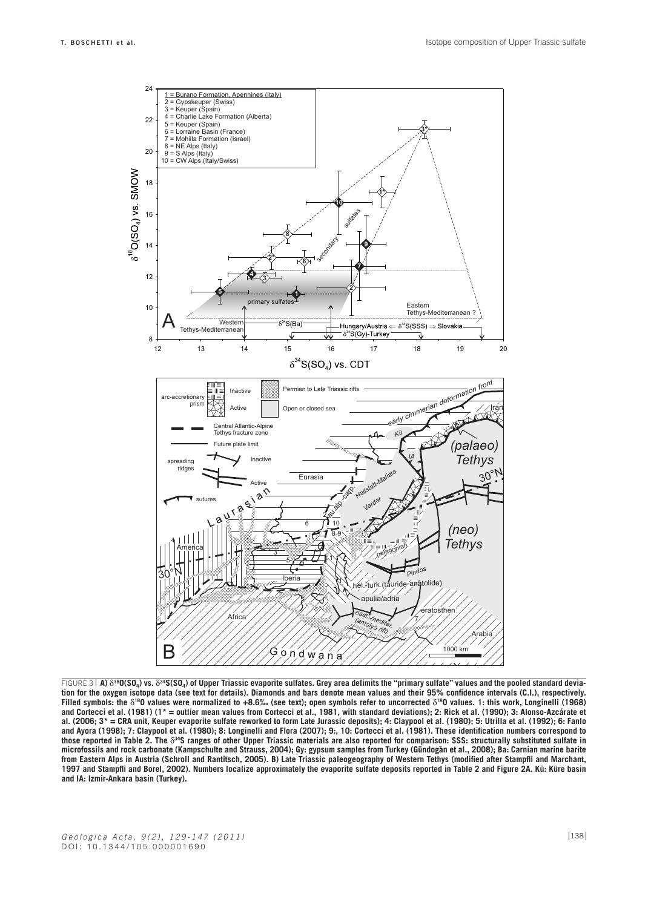FIGURE 3 | **A)** $\delta^{18}O(SO_4)$ **vs.** $\delta^{34}S(SO_4)$ **of Upper Triassic evaporite sulfates. Grey area delimits the "primary sulfate" values and the pooled standard deviation for the oxygen isotope data (see text for details). Diamonds and bars denote mean values and their 95% confidence intervals (C.I.), respectively. Filled symbols: the** $\delta^{18}O$ **values were normalized to +8.6‰ (see text); open symbols refer to uncorrected** $\delta^{18}O$ **values. 1: this work, Longinelli (1968) and Cortecci et al. (1981) (1\* = outlier mean values from Cortecci et al., 1981, with standard deviations); 2: Rick et al. (1990); 3: Alonso-Azcárate et al. (2006; 3\* = CRA unit, Keuper evaporite sulfate reworked to form Late Jurassic deposits); 4: Claypool et al. (1980); 5: Utrilla et al. (1992); 6: Fanlo and Ayora (1998); 7: Claypool et al. (1980); 8: Longinelli and Flora (2007); 9:, 10: Cortecci et al. (1981). These identification numbers correspond to those reported in Table 2. The** $\delta^{34}S$ **ranges of other Upper Triassic materials are also reported for comparison: SSS: structurally substituted sulfate in microfossils and rock carbonate (Kampschulte and Strauss, 2004); Gy: gypsum samples from Turkey (Gündogän et al., 2008); Ba: Carnian marine barite from Eastern Alps in Austria (Schroll and Rantitsch, 2005). B) Late Triassic paleogeography of Western Tethys (modified after Stampfli and Marchant, 1997 and Stampfli and Borel, 2002). Numbers localize approximately the evaporite sulfate deposits reported in Table 2 and Figure 2A. Kü: Küre basin and IA: Izmir-Ankara basin (Turkey).**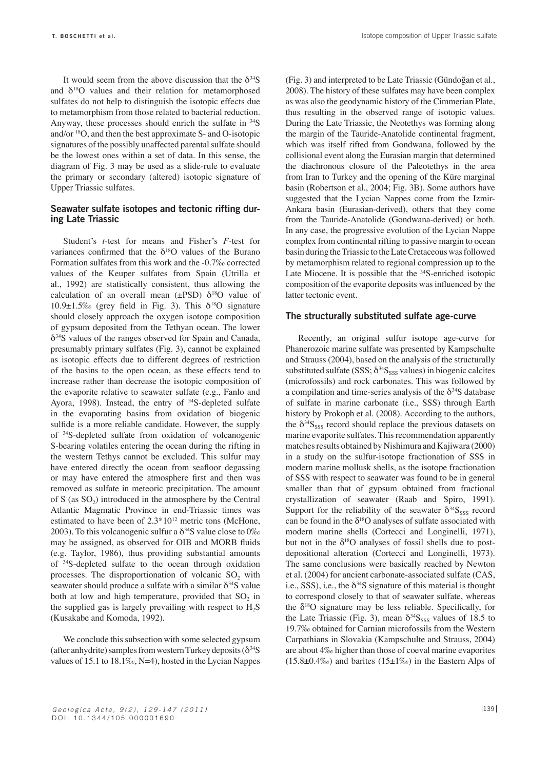It would seem from the above discussion that the $\delta^{34}S$ and $\delta^{18}O$ values and their relation for metamorphosed sulfates do not help to distinguish the isotopic effects due to metamorphism from those related to bacterial reduction. Anyway, these processes should enrich the sulfate in $^{34}S$ and/or $^{18}O$, and then the best approximate S- and O-isotopic signatures of the possibly unaffected parental sulfate should be the lowest ones within a set of data. In this sense, the diagram of Fig. 3 may be used as a slide-rule to evaluate the primary or secondary (altered) isotopic signature of Upper Triassic sulfates.

## Seawater sulfate isotopes and tectonic rifting during Late Triassic

Student's *t*-test for means and Fisher's *F*-test for variances confirmed that the $\delta^{18}O$ values of the Burano Formation sulfates from this work and the -0.7‰ corrected values of the Keuper sulfates from Spain (Utrilla et al., 1992) are statistically consistent, thus allowing the calculation of an overall mean (±PSD) $\delta^{18}O$ value of 10.9±1.5‰ (grey field in Fig. 3). This $\delta^{18}O$ signature should closely approach the oxygen isotope composition of gypsum deposited from the Tethyan ocean. The lower $\delta^{34}S$ values of the ranges observed for Spain and Canada, presumably primary sulfates (Fig. 3), cannot be explained as isotopic effects due to different degrees of restriction of the basins to the open ocean, as these effects tend to increase rather than decrease the isotopic composition of the evaporite relative to seawater sulfate (e.g., Fanlo and Ayora, 1998). Instead, the entry of $^{34}S$-depleted sulfate in the evaporating basins from oxidation of biogenic sulfide is a more reliable candidate. However, the supply of $^{34}S$-depleted sulfate from oxidation of volcanogenic S-bearing volatiles entering the ocean during the rifting in the western Tethys cannot be excluded. This sulfur may have entered directly the ocean from seafloor degassing or may have entered the atmosphere first and then was removed as sulfate in meteoric precipitation. The amount of S (as $SO_2$) introduced in the atmosphere by the Central Atlantic Magmatic Province in end-Triassic times was estimated to have been of $2.3 \times 10^{12}$ metric tons (McHone, 2003). To this volcanogenic sulfur a $\delta^{34}S$ value close to 0‰ may be assigned, as observed for OIB and MORB fluids (e.g. Taylor, 1986), thus providing substantial amounts of $^{34}S$-depleted sulfate to the ocean through oxidation processes. The disproportionation of volcanic $SO_2$ with seawater should produce a sulfate with a similar $\delta^{34}S$ value both at low and high temperature, provided that $SO_2$ in the supplied gas is largely prevailing with respect to $H_2S$ (Kusakabe and Komoda, 1992).

We conclude this subsection with some selected gypsum (after anhydrite) samples from western Turkey deposits ($\delta^{34}S$ values of 15.1 to 18.1‰, N=4), hosted in the Lycian Nappes (Fig. 3) and interpreted to be Late Triassic (Gündoğan et al., 2008). The history of these sulfates may have been complex as was also the geodynamic history of the Cimmerian Plate, thus resulting in the observed range of isotopic values. During the Late Triassic, the Neotethys was forming along the margin of the Tauride-Anatolide continental fragment, which was itself rifted from Gondwana, followed by the collisional event along the Eurasian margin that determined the diachronous closure of the Paleotethys in the area from Iran to Turkey and the opening of the Küre marginal basin (Robertson et al., 2004; Fig. 3B). Some authors have suggested that the Lycian Nappes come from the Izmir-Ankara basin (Eurasian-derived), others that they come from the Tauride-Anatolide (Gondwana-derived) or both. In any case, the progressive evolution of the Lycian Nappe complex from continental rifting to passive margin to ocean basin during the Triassic to the Late Cretaceous was followed by metamorphism related to regional compression up to the Late Miocene. It is possible that the $^{34}S$-enriched isotopic composition of the evaporite deposits was influenced by the latter tectonic event.

## The structurally substituted sulfate age-curve

Recently, an original sulfur isotope age-curve for Phanerozoic marine sulfate was presented by Kampschulte and Strauss (2004), based on the analysis of the structurally substituted sulfate (SSS; $\delta^{34}S_{SSS}$ values) in biogenic calcites (microfossils) and rock carbonates. This was followed by a compilation and time-series analysis of the $\delta^{34}S$ database of sulfate in marine carbonate (i.e., SSS) through Earth history by Prokoph et al. (2008). According to the authors, the $\delta^{34}S_{SSS}$ record should replace the previous datasets on marine evaporite sulfates. This recommendation apparently matches results obtained by Nishimura and Kajiwara (2000) in a study on the sulfur-isotope fractionation of SSS in modern marine mollusk shells, as the isotope fractionation of SSS with respect to seawater was found to be in general smaller than that of gypsum obtained from fractional crystallization of seawater (Raab and Spiro, 1991). Support for the reliability of the seawater $\delta^{34}S_{SSS}$ record can be found in the $\delta^{18}O$ analyses of sulfate associated with modern marine shells (Cortecci and Longinelli, 1971), but not in the $\delta^{18}O$ analyses of fossil shells due to post-depositional alteration (Cortecci and Longinelli, 1973). The same conclusions were basically reached by Newton et al. (2004) for ancient carbonate-associated sulfate (CAS, i.e., SSS), i.e., the $\delta^{34}S$ signature of this material is thought to correspond closely to that of seawater sulfate, whereas the $\delta^{18}O$ signature may be less reliable. Specifically, for the Late Triassic (Fig. 3), mean $\delta^{34}S_{SSS}$ values of 18.5 to 19.7‰ obtained for Carnian microfossils from the Western Carpathians in Slovakia (Kampschulte and Strauss, 2004) are about 4‰ higher than those of coeval marine evaporites (15.8±0.4‰) and barites (15±1‰) in the Eastern Alps of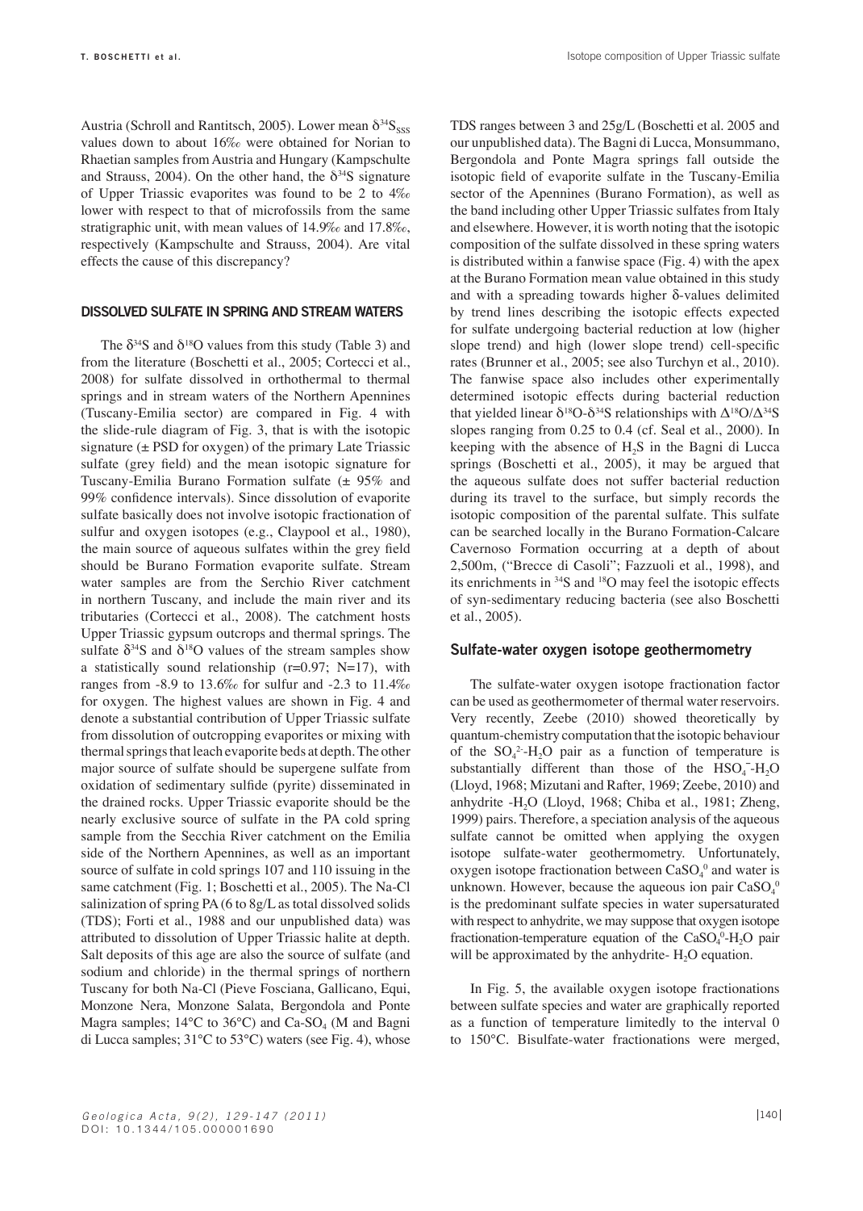Austria (Schroll and Rantitsch, 2005). Lower mean $\delta^{34}S_{SSS}$ values down to about 16‰ were obtained for Norian to Rhaetian samples from Austria and Hungary (Kampschulte and Strauss, 2004). On the other hand, the $\delta^{34}S$ signature of Upper Triassic evaporites was found to be 2 to 4‰ lower with respect to that of microfossils from the same stratigraphic unit, with mean values of 14.9‰ and 17.8‰, respectively (Kampschulte and Strauss, 2004). Are vital effects the cause of this discrepancy?

## DISSOLVED SULFATE IN SPRING AND STREAM WATERS

The $\delta^{34}S$ and $\delta^{18}O$ values from this study (Table 3) and from the literature (Boschetti et al., 2005; Cortecci et al., 2008) for sulfate dissolved in orthothermal to thermal springs and in stream waters of the Northern Apennines (Tuscany-Emilia sector) are compared in Fig. 4 with the slide-rule diagram of Fig. 3, that is with the isotopic signature (± PSD for oxygen) of the primary Late Triassic sulfate (grey field) and the mean isotopic signature for Tuscany-Emilia Burano Formation sulfate (± 95% and 99% confidence intervals). Since dissolution of evaporite sulfate basically does not involve isotopic fractionation of sulfur and oxygen isotopes (e.g., Claypool et al., 1980), the main source of aqueous sulfates within the grey field should be Burano Formation evaporite sulfate. Stream water samples are from the Serchio River catchment in northern Tuscany, and include the main river and its tributaries (Cortecci et al., 2008). The catchment hosts Upper Triassic gypsum outcrops and thermal springs. The sulfate $\delta^{34}S$ and $\delta^{18}O$ values of the stream samples show a statistically sound relationship ($r$=0.97; N=17), with ranges from -8.9 to 13.6‰ for sulfur and -2.3 to 11.4‰ for oxygen. The highest values are shown in Fig. 4 and denote a substantial contribution of Upper Triassic sulfate from dissolution of outcropping evaporites or mixing with thermal springs that leach evaporite beds at depth. The other major source of sulfate should be supergene sulfate from oxidation of sedimentary sulfide (pyrite) disseminated in the drained rocks. Upper Triassic evaporite should be the nearly exclusive source of sulfate in the PA cold spring sample from the Secchia River catchment on the Emilia side of the Northern Apennines, as well as an important source of sulfate in cold springs 107 and 110 issuing in the same catchment (Fig. 1; Boschetti et al., 2005). The Na-Cl salinization of spring PA (6 to 8g/L as total dissolved solids (TDS); Forti et al., 1988 and our unpublished data) was attributed to dissolution of Upper Triassic halite at depth. Salt deposits of this age are also the source of sulfate (and sodium and chloride) in the thermal springs of northern Tuscany for both Na-Cl (Pieve Fosciana, Gallicano, Equi, Monzone Nera, Monzone Salata, Bergondola and Ponte Magra samples; 14°C to 36°C) and Ca-$SO_4$ (M and Bagni di Lucca samples; 31°C to 53°C) waters (see Fig. 4), whose TDS ranges between 3 and 25g/L (Boschetti et al. 2005 and our unpublished data). The Bagni di Lucca, Monsummano, Bergondola and Ponte Magra springs fall outside the isotopic field of evaporite sulfate in the Tuscany-Emilia sector of the Apennines (Burano Formation), as well as the band including other Upper Triassic sulfates from Italy and elsewhere. However, it is worth noting that the isotopic composition of the sulfate dissolved in these spring waters is distributed within a fanwise space (Fig. 4) with the apex at the Burano Formation mean value obtained in this study and with a spreading towards higher δ-values delimited by trend lines describing the isotopic effects expected for sulfate undergoing bacterial reduction at low (higher slope trend) and high (lower slope trend) cell-specific rates (Brunner et al., 2005; see also Turchyn et al., 2010). The fanwise space also includes other experimentally determined isotopic effects during bacterial reduction that yielded linear $\delta^{18}O$-$\delta^{34}S$ relationships with $\Delta^{18}O/\Delta^{34}S$ slopes ranging from 0.25 to 0.4 (cf. Seal et al., 2000). In keeping with the absence of $H_2S$ in the Bagni di Lucca springs (Boschetti et al., 2005), it may be argued that the aqueous sulfate does not suffer bacterial reduction during its travel to the surface, but simply records the isotopic composition of the parental sulfate. This sulfate can be searched locally in the Burano Formation-Calcare Cavernoso occurring at a depth of about 2,500m, ("Brecce di Casoli"; Fazzuoli et al., 1998), and its enrichments in $^{34}S$ and $^{18}O$ may feel the isotopic effects of syn-sedimentary reducing bacteria (see also Boschetti et al., 2005).

### Sulfate-water oxygen isotope geothermometry

The sulfate-water oxygen isotope fractionation factor can be used as geothermometer of thermal water reservoirs. Very recently, Zeebe (2010) showed theoretically by quantum-chemistry computation that the isotopic behaviour of the $SO_4^{2-}$-$H_2O$ pair as a function of temperature is substantially different than those of the $HSO_4^-$-$H_2O$ (Lloyd, 1968; Mizutani and Rafter, 1969; Zeebe, 2010) and anhydrite -$H_2O$ (Lloyd, 1968; Chiba et al., 1981; Zheng, 1999) pairs. Therefore, a speciation analysis of the aqueous sulfate cannot be omitted when applying the oxygen isotope sulfate-water geothermometry. Unfortunately, oxygen isotope fractionation between $CaSO_4^0$ and water is unknown. However, because the aqueous ion pair $CaSO_4^0$ is the predominant sulfate species in water supersaturated with respect to anhydrite, we may suppose that oxygen isotope fractionation-temperature equation of the $CaSO_4^0$-$H_2O$ pair will be approximated by the anhydrite- $H_2O$ equation.

In Fig. 5, the available oxygen isotope fractionations between sulfate species and water are graphically reported as a function of temperature limitedly to the interval 0 to 150°C. Bisulfate-water fractionations were merged,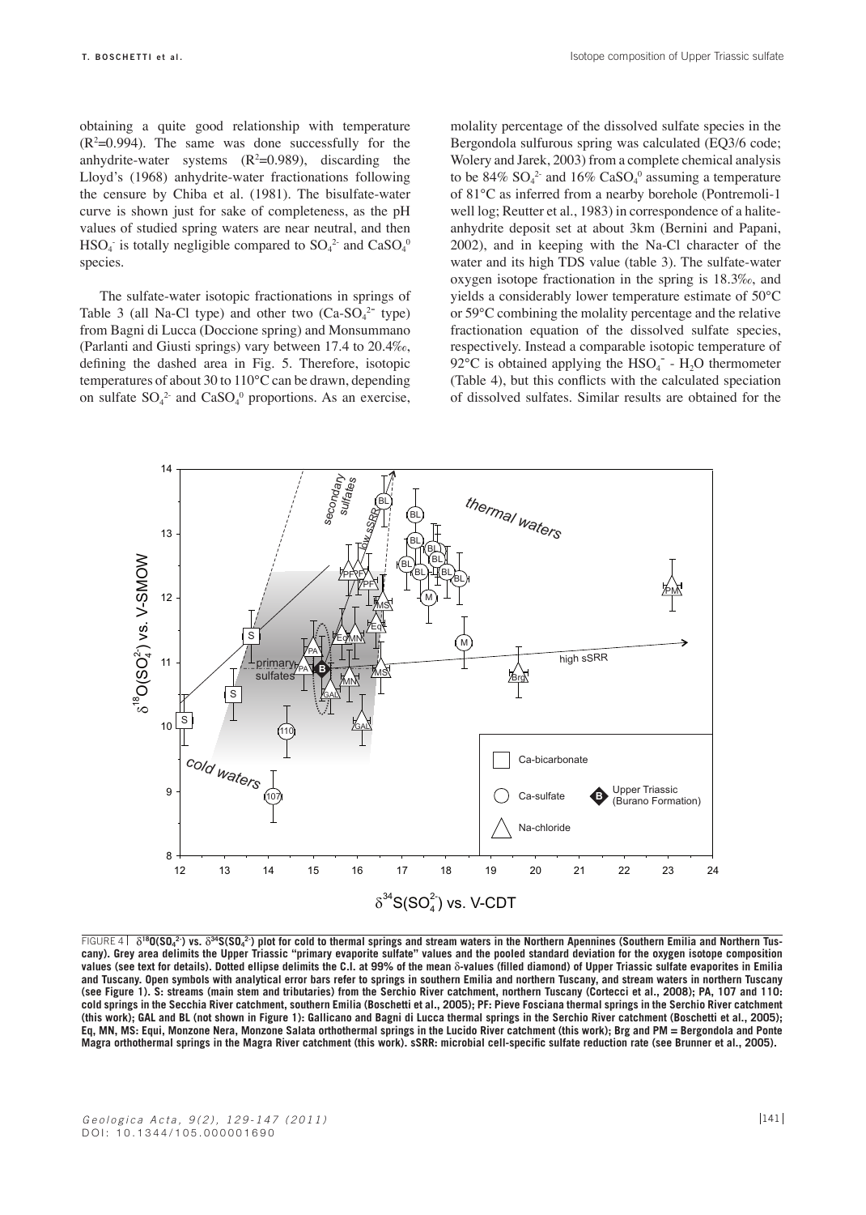obtaining a quite good relationship with temperature ($R^2$=0.994). The same was done successfully for the anhydrite-water systems ($R^2$=0.989), discarding the Lloyd's (1968) anhydrite-water fractionations following the censure by Chiba et al. (1981). The bisulfate-water curve is shown just for sake of completeness, as the pH values of studied spring waters are near neutral, and then $HSO_4^-$ is totally negligible compared to $SO_4^{2-}$ and $CaSO_4^0$ species.

The sulfate-water isotopic fractionations in springs of Table 3 (all Na-Cl type) and other two ($Ca\text{-}SO_4^{2-}$ type) from Bagni di Lucca (Doccione spring) and Monsummano (Parlanti and Giusti springs) vary between 17.4 to 20.4‰, defining the dashed area in Fig. 5. Therefore, isotopic temperatures of about 30 to 110°C can be drawn, depending on sulfate $SO_4^{2-}$ and $CaSO_4^0$ proportions. As an exercise, molality percentage of the dissolved sulfate species in the Bergondola sulfurous spring was calculated (EQ3/6 code; Wolery and Jarek, 2003) from a complete chemical analysis to be 84% $SO_4^{2-}$ and 16% $CaSO_4^0$ assuming a temperature of 81°C as inferred from a nearby borehole (Pontremoli-1 well log; Reutter et al., 1983) in correspondence of a halite-anhydrite deposit set at about 3km (Bernini and Papani, 2002), and in keeping with the Na-Cl character of the water and its high TDS value (table 3). The sulfate-water oxygen isotope fractionation in the spring is 18.3‰, and yields a considerably lower temperature estimate of 50°C or 59°C combining the molality percentage and the relative fractionation equation of the dissolved sulfate species, respectively. Instead a comparable isotopic temperature of 92°C is obtained applying the $HSO_4^-$ - $H_2O$ thermometer (Table 4), but this conflicts with the calculated speciation of dissolved sulfates. Similar results are obtained for the

FIGURE 4 | **$\delta^{18}O(SO_4^{2-})$ vs. $\delta^{34}S(SO_4^{2-})$ plot for cold to thermal springs and stream waters in the Northern Apennines (Southern Emilia and Northern Tuscany). Grey area delimits the Upper Triassic "primary evaporite sulfate" values and the pooled standard deviation for the oxygen isotope composition values (see text for details). Dotted ellipse delimits the C.I. at 99% of the mean $\delta$-values (filled diamond) of Upper Triassic sulfate evaporites in Emilia and Tuscany. Open symbols with analytical error bars refer to springs in southern Emilia and northern Tuscany, and stream waters in northern Tuscany (see Figure 1). S: streams (main stem and tributaries) from the Serchio River catchment, northern Tuscany (Cortecci et al., 2008); PA, 107 and 110: cold springs in the Secchia River catchment, southern Emilia (Boschetti et al., 2005); PF: Pieve Fosciana thermal springs in the Serchio River catchment (this work); GAL and BL (not shown in Figure 1): Gallicano and Bagni di Lucca thermal springs in the Serchio River catchment (Boschetti et al., 2005); Eq, MN, MS: Equi, Monzone Nera, Monzone Salata orthothermal springs in the Lucido River catchment (this work); Brg and PM = Bergondola and Ponte Magra orthothermal springs in the Magra River catchment (this work). sSRR: microbial cell-specific sulfate reduction rate (see Brunner et al., 2005).**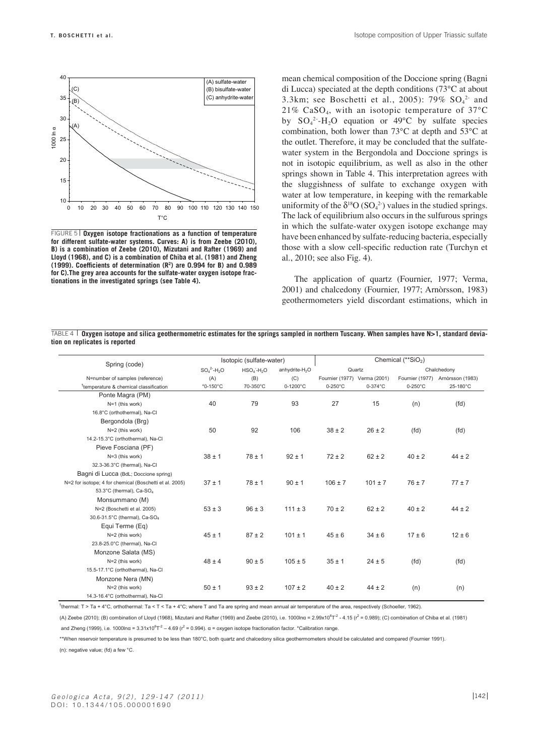FIGURE 5 | **Oxygen isotope fractionations as a function of temperature for different sulfate-water systems. Curves: A) is from Zeebe (2010), B) is a combination of Zeebe (2010), Mizutani and Rafter (1969) and Lloyd (1968), and C) is a combination of Chiba et al. (1981) and Zheng (1999). Coefficients of determination ($R^2$) are 0.994 for B) and 0.989 for C). The grey area accounts for the sulfate-water oxygen isotope fractionations in the investigated springs (see Table 4).**

mean chemical composition of the Doccione spring (Bagni di Lucca) speciated at the depth conditions (73°C at about 3.3km; see Boschetti et al., 2005): 79% $SO_4^{2-}$ and 21% $CaSO_4$, with an isotopic temperature of 37°C by $SO_4^{2-}$-$H_2O$ equation or 49°C by sulfate species combination, both lower than 73°C at depth and 53°C at the outlet. Therefore, it may be concluded that the sulfate-water system in the Bergondola and Doccione springs is not in isotopic equilibrium, as well as also in the other springs shown in Table 4. This interpretation agrees with the sluggishness of sulfate to exchange oxygen with water at low temperature, in keeping with the remarkable uniformity of the $\delta^{18}O$ ($SO_4^{2-}$) values in the studied springs. The lack of equilibrium also occurs in the sulfurous springs in which the sulfate-water oxygen isotope exchange may have been enhanced by sulfate-reducing bacteria, especially those with a slow cell-specific reduction rate (Turchyn et al., 2010; see also Fig. 4).

The application of quartz (Fournier, 1977; Verma, 2001) and chalcedony (Fournier, 1977; Arnòrsson, 1983) geothermometers yield discordant estimations, which in

TABLE 4 | **Oxygen isotope and silica geothermometric estimates for the springs sampled in northern Tuscany. When samples have N>1, standard deviation on replicates is reported**

| Spring (code) | Isotopic (sulfate-water) | | | Chemical (**$SiO_2$) | | | |
|---|---|---|---|---|---|---|---|
| | $SO_4^{2-}$-$H_2O$ | $HSO_4^-$-$H_2O$ | anhydrite-$H_2O$ | Quartz | | Chalchedony | |
| N=number of samples (reference) | (A) | (B) | (C) | Fournier (1977) | Verma (2001) | Fournier (1977) | Arnòrsson (1983) |
| [†]temperature & chemical classification | *0-150°C | 70-350°C | 0-1200°C | 0-250°C | 0-374°C | 0-250°C | 25-180°C |
| **Ponte Magra (PM)** | | | | | | | |
| N=1 (this work) | 40 | 79 | 93 | 27 | 15 | (n) | (fd) |
| 16.8°C (orthothermal), Na-Cl | | | | | | | |
| **Bergondola (Brg)** | | | | | | | |
| N=2 (this work) | 50 | 92 | 106 | 38 ± 2 | 26 ± 2 | (fd) | (fd) |
| 14.2-15.3°C (orthothermal), Na-Cl | | | | | | | |
| **Pieve Fosciana (PF)** | | | | | | | |
| N=3 (this work) | 38 ± 1 | 78 ± 1 | 92 ± 1 | 72 ± 2 | 62 ± 2 | 40 ± 2 | 44 ± 2 |
| 32.3-36.3°C (thermal), Na-Cl | | | | | | | |
| **Bagni di Lucca (BdL; Doccione spring)** | | | | | | | |
| N=2 for isotope; 4 for chemical (Boschetti et al. 2005) | 37 ± 1 | 78 ± 1 | 90 ± 1 | 106 ± 7 | 101 ± 7 | 76 ± 7 | 77 ± 7 |
| 53.3°C (thermal), Ca-$SO_4$ | | | | | | | |
| **Monsummano (M)** | | | | | | | |
| N=2 (Boschetti et al. 2005) | 53 ± 3 | 96 ± 3 | 111 ± 3 | 70 ± 2 | 62 ± 2 | 40 ± 2 | 44 ± 2 |
| 30.6-31.5°C (thermal), Ca-$SO_4$ | | | | | | | |
| **Equi Terme (Eq)** | | | | | | | |
| N=2 (this work) | 45 ± 1 | 87 ± 2 | 101 ± 1 | 45 ± 6 | 34 ± 6 | 17 ± 6 | 12 ± 6 |
| 23.8-25.0°C (thermal), Na-Cl | | | | | | | |
| **Monzone Salata (MS)** | | | | | | | |
| N=2 (this work) | 48 ± 4 | 90 ± 5 | 105 ± 5 | 35 ± 1 | 24 ± 5 | (fd) | (fd) |
| 15.5-17.1°C (orthothermal), Na-Cl | | | | | | | |
| **Monzone Nera (MN)** | | | | | | | |
| N=2 (this work) | 50 ± 1 | 93 ± 2 | 107 ± 2 | 40 ± 2 | 44 ± 2 | (n) | (n) |
| 14.3-16.4°C (orthothermal), Na-Cl | | | | | | | |

[†]thermal: T > Ta + 4°C, orthothermal: Ta < T < Ta + 4°C; where T and Ta are spring and mean annual air temperature of the area, respectively (Schoeller, 1962).

(A) Zeebe (2010); (B) combination of Lloyd (1968), Mizutani and Rafter (1969) and Zeebe (2010), i.e. $1000\ln\alpha = 2.99\times10^6T^{-2} - 4.15$ ($r^2 = 0.989$); (C) combination of Chiba et al. (1981) and Zheng (1999), i.e. $1000\ln\alpha = 3.31\times10^6T^{-2} - 4.69$ ($r^2 = 0.994$). α = oxygen isotope fractionation factor. *Calibration range.

**When reservoir temperature is presumed to be less than 180°C, both quartz and chalcedony silica geothermometers should be calculated and compared (Fournier 1991).

(n): negative value; (fd) a few °C.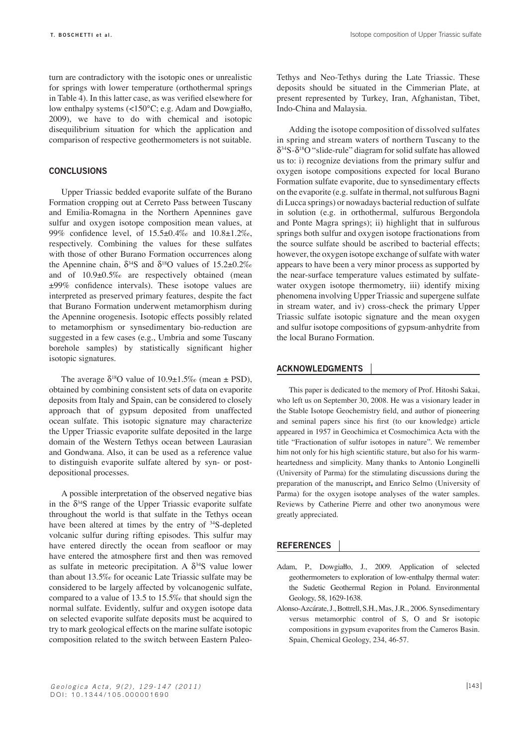turn are contradictory with the isotopic ones or unrealistic for springs with lower temperature (orthothermal springs in Table 4). In this latter case, as was verified elsewhere for low enthalpy systems (<150°C; e.g. Adam and Dowgiałło, 2009), we have to do with chemical and isotopic disequilibrium situation for which the application and comparison of respective geothermometers is not suitable.

## CONCLUSIONS

Upper Triassic bedded evaporite sulfate of the Burano Formation cropping out at Cerreto Pass between Tuscany and Emilia-Romagna in the Northern Apennines gave sulfur and oxygen isotope composition mean values, at 99% confidence level, of 15.5±0.4‰ and 10.8±1.2‰, respectively. Combining the values for these sulfates with those of other Burano Formation occurrences along the Apennine chain, $\delta^{34}S$ and $\delta^{18}O$ values of 15.2±0.2‰ and of 10.9±0.5‰ are respectively obtained (mean ±99% confidence intervals). These isotope values are interpreted as preserved primary features, despite the fact that Burano Formation underwent metamorphism during the Apennine orogenesis. Isotopic effects possibly related to metamorphism or synsedimentary bio-reduction are suggested in a few cases (e.g., Umbria and some Tuscany borehole samples) by statistically significant higher isotopic signatures.

The average $\delta^{18}O$ value of 10.9±1.5‰ (mean ± PSD), obtained by combining consistent sets of data on evaporite deposits from Italy and Spain, can be considered to closely approach that of gypsum deposited from unaffected ocean sulfate. This isotopic signature may characterize the Upper Triassic evaporite sulfate deposited in the large domain of the Western Tethys ocean between Laurasian and Gondwana. Also, it can be used as a reference value to distinguish evaporite sulfate altered by syn- or post-depositional processes.

A possible interpretation of the observed negative bias in the $\delta^{34}S$ range of the Upper Triassic evaporite sulfate throughout the world is that sulfate in the Tethys ocean have been altered at times by the entry of $^{34}S$-depleted volcanic sulfur during rifting episodes. This sulfur may have entered directly the ocean from seafloor or may have entered the atmosphere first and then was removed as sulfate in meteoric precipitation. A $\delta^{34}S$ value lower than about 13.5‰ for oceanic Late Triassic sulfate may be considered to be largely affected by volcanogenic sulfate, compared to a value of 13.5 to 15.5‰ that should sign the normal sulfate. Evidently, sulfur and oxygen isotope data on selected evaporite sulfate deposits must be acquired to try to mark geological effects on the marine sulfate isotopic composition related to the switch between Eastern Paleo-Tethys and Neo-Tethys during the Late Triassic. These deposits should be situated in the Cimmerian Plate, at present represented by Turkey, Iran, Afghanistan, Tibet, Indo-China and Malaysia.

Adding the isotope composition of dissolved sulfates in spring and stream waters of northern Tuscany to the $\delta^{34}S$-$\delta^{18}O$ "slide-rule" diagram for solid sulfate has allowed us to: i) recognize deviations from the primary sulfur and oxygen isotope compositions expected for local Burano Formation sulfate evaporite, due to synsedimentary effects on the evaporite (e.g. sulfate in thermal, not sulfurous Bagni di Lucca springs) or nowadays bacterial reduction of sulfate in solution (e.g. in orthothermal, sulfurous Bergondola and Ponte Magra springs); ii) highlight that in sulfurous springs both sulfur and oxygen isotope fractionations from the source sulfate should be ascribed to bacterial effects; however, the oxygen isotope exchange of sulfate with water appears to have been a very minor process as supported by the near-surface temperature values estimated by sulfate-water oxygen isotope thermometry, iii) identify mixing phenomena involving Upper Triassic and supergene sulfate in stream water, and iv) cross-check the primary Upper Triassic sulfate isotopic signature and the mean oxygen and sulfur isotope compositions of gypsum-anhydrite from the local Burano Formation.

## ACKNOWLEDGMENTS

This paper is dedicated to the memory of Prof. Hitoshi Sakai, who left us on September 30, 2008. He was a visionary leader in the Stable Isotope Geochemistry field, and author of pioneering and seminal papers since his first (to our knowledge) article appeared in 1957 in Geochimica et Cosmochimica Acta with the title "Fractionation of sulfur isotopes in nature". We remember him not only for his high scientific stature, but also for his warm-heartedness and simplicity. Many thanks to Antonio Longinelli (University of Parma) for the stimulating discussions during the preparation of the manuscript, and Enrico Selmo (University of Parma) for the oxygen isotope analyses of the water samples. Reviews by Catherine Pierre and other two anonymous were greatly appreciated.

## REFERENCES

Adam, P., Dowgiałło, J., 2009. Application of selected geothermometers to exploration of low-enthalpy thermal water: the Sudetic Geothermal Region in Poland. Environmental Geology, 58, 1629-1638.

Alonso-Azcárate, J., Bottrell, S.H., Mas, J.R., 2006. Synsedimentary versus metamorphic control of S, O and Sr isotopic compositions in gypsum evaporites from the Cameros Basin. Spain, Chemical Geology, 234, 46-57.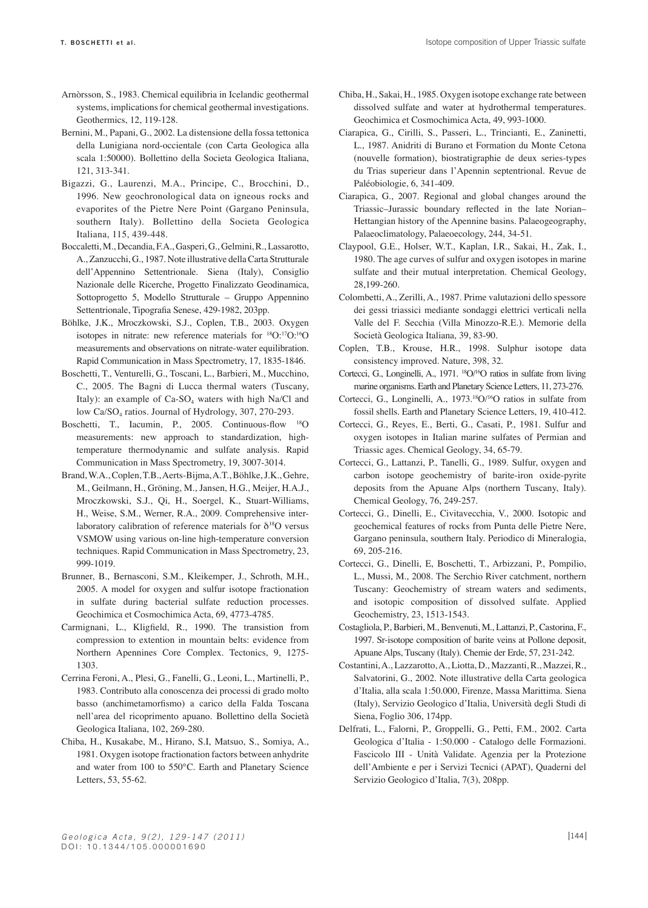Arnòrsson, S., 1983. Chemical equilibria in Icelandic geothermal systems, implications for chemical geothermal investigations. Geothermics, 12, 119-128.

Bernini, M., Papani, G., 2002. La distensione della fossa tettonica della Lunigiana nord-occientale (con Carta Geologica alla scala 1:50000). Bollettino della Societa Geologica Italiana, 121, 313-341.

Bigazzi, G., Laurenzi, M.A., Principe, C., Brocchini, D., 1996. New geochronological data on igneous rocks and evaporites of the Pietre Nere Point (Gargano Peninsula, southern Italy). Bollettino della Societa Geologica Italiana, 115, 439-448.

Boccaletti, M., Decandia, F.A., Gasperi, G., Gelmini, R., Lassarotto, A., Zanzucchi, G., 1987. Note illustrative della Carta Strutturale dell'Appennino Settentrionale. Siena (Italy), Consiglio Nazionale delle Ricerche, Progetto Finalizzato Geodinamica, Sottoprogetto 5, Modello Strutturale – Gruppo Appennino Settentrionale, Tipografia Senese, 429-1982, 203pp.

Böhlke, J.K., Mroczkowski, S.J., Coplen, T.B., 2003. Oxygen isotopes in nitrate: new reference materials for $^{18}O$:$^{17}O$:$^{16}O$ measurements and observations on nitrate-water equilibration. Rapid Communication in Mass Spectrometry, 17, 1835-1846.

Boschetti, T., Venturelli, G., Toscani, L., Barbieri, M., Mucchino, C., 2005. The Bagni di Lucca thermal waters (Tuscany, Italy): an example of Ca-$SO_4$ waters with high Na/Cl and low Ca/$SO_4$ ratios. Journal of Hydrology, 307, 270-293.

Boschetti, T., Iacumin, P., 2005. Continuous-flow $^{18}O$ measurements: new approach to standardization, high-temperature thermodynamic and sulfate analysis. Rapid Communication in Mass Spectrometry, 19, 3007-3014.

Brand, W.A., Coplen, T.B., Aerts-Bijma, A.T., Böhlke, J.K., Gehre, M., Geilmann, H., Gröning, M., Jansen, H.G., Meijer, H.A.J., Mroczkowski, S.J., Qi, H., Soergel, K., Stuart-Williams, H., Weise, S.M., Werner, R.A., 2009. Comprehensive inter-laboratory calibration of reference materials for $\delta^{18}O$ versus VSMOW using various on-line high-temperature conversion techniques. Rapid Communication in Mass Spectrometry, 23, 999-1019.

Brunner, B., Bernasconi, S.M., Kleikemper, J., Schroth, M.H., 2005. A model for oxygen and sulfur isotope fractionation in sulfate during bacterial sulfate reduction processes. Geochimica et Cosmochimica Acta, 69, 4773-4785.

Carmignani, L., Kligfield, R., 1990. The transistion from compression to extention in mountain belts: evidence from Northern Apennines Core Complex. Tectonics, 9, 1275-1303.

Cerrina Feroni, A., Plesi, G., Fanelli, G., Leoni, L., Martinelli, P., 1983. Contributo alla conoscenza dei processi di grado molto basso (anchimetamorfismo) a carico della Falda Toscana nell'area del ricoprimento apuano. Bollettino della Società Geologica Italiana, 102, 269-280.

Chiba, H., Kusakabe, M., Hirano, S.I, Matsuo, S., Somiya, A., 1981. Oxygen isotope fractionation factors between anhydrite and water from 100 to 550°C. Earth and Planetary Science Letters, 53, 55-62.

Chiba, H., Sakai, H., 1985. Oxygen isotope exchange rate between dissolved sulfate and water at hydrothermal temperatures. Geochimica et Cosmochimica Acta, 49, 993-1000.

Ciarapica, G., Cirilli, S., Passeri, L., Trincianti, E., Zaninetti, L., 1987. Anidriti di Burano et Formation du Monte Cetona (nouvelle formation), biostratigraphie de deux series-types du Trias superieur dans l'Apennin septentrional. Revue de Paléobiologie, 6, 341-409.

Ciarapica, G., 2007. Regional and global changes around the Triassic–Jurassic boundary reflected in the late Norian–Hettangian history of the Apennine basins. Palaeogeography, Palaeoclimatology, Palaeoecology, 244, 34-51.

Claypool, G.E., Holser, W.T., Kaplan, I.R., Sakai, H., Zak, I., 1980. The age curves of sulfur and oxygen isotopes in marine sulfate and their mutual interpretation. Chemical Geology, 28,199-260.

Colombetti, A., Zerilli, A., 1987. Prime valutazioni dello spessore dei gessi triassici mediante sondaggi elettrici verticali nella Valle del F. Secchia (Villa Minozzo-R.E.). Memorie della Società Geologica Italiana, 39, 83-90.

Coplen, T.B., Krouse, H.R., 1998. Sulphur isotope data consistency improved. Nature, 398, 32.

Cortecci, G., Longinelli, A., 1971. $^{18}O$/$^{16}O$ ratios in sulfate from living marine organisms. Earth and Planetary Science Letters, 11, 273-276.

Cortecci, G., Longinelli, A., 1973.$^{18}O$/$^{16}O$ ratios in sulfate from fossil shells. Earth and Planetary Science Letters, 19, 410-412.

Cortecci, G., Reyes, E., Berti, G., Casati, P., 1981. Sulfur and oxygen isotopes in Italian marine sulfates of Permian and Triassic ages. Chemical Geology, 34, 65-79.

Cortecci, G., Lattanzi, P., Tanelli, G., 1989. Sulfur, oxygen and carbon isotope geochemistry of barite-iron oxide-pyrite deposits from the Apuane Alps (northern Tuscany, Italy). Chemical Geology, 76, 249-257.

Cortecci, G., Dinelli, E., Civitavecchia, V., 2000. Isotopic and geochemical features of rocks from Punta delle Pietre Nere, Gargano peninsula, southern Italy. Periodico di Mineralogia, 69, 205-216.

Cortecci, G., Dinelli, E, Boschetti, T., Arbizzani, P., Pompilio, L., Mussi, M., 2008. The Serchio River catchment, northern Tuscany: Geochemistry of stream waters and sediments, and isotopic composition of dissolved sulfate. Applied Geochemistry, 23, 1513-1543.

Costagliola, P., Barbieri, M., Benvenuti, M., Lattanzi, P., Castorina, F., 1997. Sr-isotope composition of barite veins at Pollone deposit, Apuane Alps, Tuscany (Italy). Chemie der Erde, 57, 231-242.

Costantini, A., Lazzarotto, A., Liotta, D., Mazzanti, R., Mazzei, R., Salvatorini, G., 2002. Note illustrative della Carta geologica d'Italia, alla scala 1:50.000, Firenze, Massa Marittima. Siena (Italy), Servizio Geologico d'Italia, Università degli Studi di Siena, Foglio 306, 174pp.

Delfrati, L., Falorni, P., Groppelli, G., Petti, F.M., 2002. Carta Geologica d'Italia - 1:50.000 - Catalogo delle Formazioni. Fascicolo III - Unità Validate. Agenzia per la Protezione dell'Ambiente e per i Servizi Tecnici (APAT), Quaderni del Servizio Geologico d'Italia, 7(3), 208pp.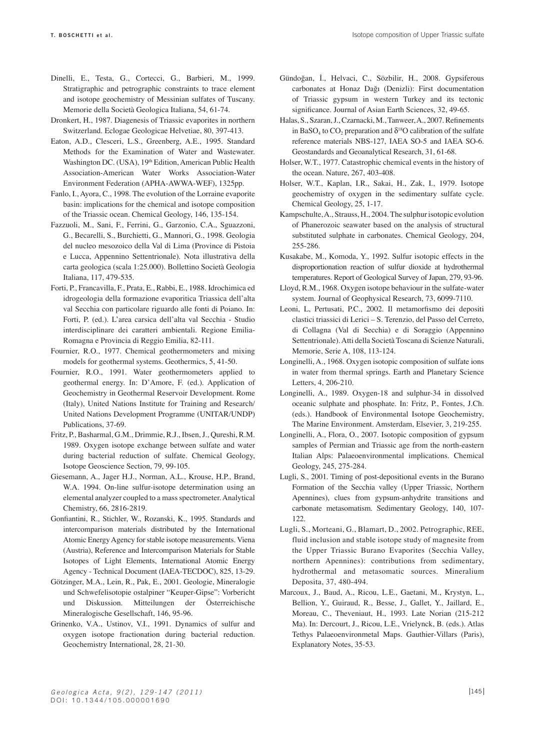Dinelli, E., Testa, G., Cortecci, G., Barbieri, M., 1999. Stratigraphic and petrographic constraints to trace element and isotope geochemistry of Messinian sulfates of Tuscany. Memorie della Società Geologica Italiana, 54, 61-74.

Dronkert, H., 1987. Diagenesis of Triassic evaporites in northern Switzerland. Eclogae Geologicae Helvetiae, 80, 397-413.

Eaton, A.D., Clesceri, L.S., Greenberg, A.E., 1995. Standard Methods for the Examination of Water and Wastewater. Washington DC. (USA), 19th Edition, American Public Health Association-American Water Works Association-Water Environment Federation (APHA-AWWA-WEF), 1325pp.

Fanlo, I., Ayora, C., 1998. The evolution of the Lorraine evaporite basin: implications for the chemical and isotope composition of the Triassic ocean. Chemical Geology, 146, 135-154.

Fazzuoli, M., Sani, F., Ferrini, G., Garzonio, C.A., Sguazzoni, G., Becarelli, S., Burchietti, G., Mannori, G., 1998. Geologia del nucleo mesozoico della Val di Lima (Province di Pistoia e Lucca, Appennino Settentrionale). Nota illustrativa della carta geologica (scala 1:25.000). Bollettino Società Geologia Italiana, 117, 479-535.

Forti, P., Francavilla, F., Prata, E., Rabbi, E., 1988. Idrochimica ed idrogeologia della formazione evaporitica Triassica dell'alta val Secchia con particolare riguardo alle fonti di Poiano. In: Forti, P. (ed.). L'area carsica dell'alta val Secchia - Studio interdisciplinare dei caratteri ambientali. Regione Emilia-Romagna e Provincia di Reggio Emilia, 82-111.

Fournier, R.O., 1977. Chemical geothermometers and mixing models for geothermal systems. Geothermics, 5, 41-50.

Fournier, R.O., 1991. Water geothermometers applied to geothermal energy. In: D'Amore, F. (ed.). Application of Geochemistry in Geothermal Reservoir Development. Rome (Italy), United Nations Institute for Training and Research/United Nations Development Programme (UNITAR/UNDP) Publications, 37-69.

Fritz, P., Basharmal, G.M., Drimmie, R.J., Ibsen, J., Qureshi, R.M. 1989. Oxygen isotope exchange between sulfate and water during bacterial reduction of sulfate. Chemical Geology, Isotope Geoscience Section, 79, 99-105.

Giesemann, A., Jager H.J., Norman, A.L., Krouse, H.P., Brand, W.A. 1994. On-line sulfur-isotope determination using an elemental analyzer coupled to a mass spectrometer. Analytical Chemistry, 66, 2816-2819.

Gonfiantini, R., Stichler, W., Rozanski, K., 1995. Standards and intercomparison materials distributed by the International Atomic Energy Agency for stable isotope measurements. Viena (Austria), Reference and Intercomparison Materials for Stable Isotopes of Light Elements, International Atomic Energy Agency - Technical Document (IAEA-TECDOC), 825, 13-29.

Götzinger, M.A., Lein, R., Pak, E., 2001. Geologie, Mineralogie und Schwefelisotopie ostalpiner "Keuper-Gipse": Vorbericht und Diskussion. Mitteilungen der Österreichische Mineralogische Gesellschaft, 146, 95-96.

Grinenko, V.A., Ustinov, V.I., 1991. Dynamics of sulfur and oxygen isotope fractionation during bacterial reduction. Geochemistry International, 28, 21-30.

Gündoğan, İ., Helvaci, C., Sözbilir, H., 2008. Gypsiferous carbonates at Honaz Dağı (Denizli): First documentation of Triassic gypsum in western Turkey and its tectonic significance. Journal of Asian Earth Sciences, 32, 49-65.

Halas, S., Szaran, J., Czarnacki, M., Tanweer, A., 2007. Refinements in $BaSO_4$ to $CO_2$ preparation and $\delta^{18}O$ calibration of the sulfate reference materials NBS-127, IAEA SO-5 and IAEA SO-6. Geostandards and Geoanalytical Research, 31, 61-68.

Holser, W.T., 1977. Catastrophic chemical events in the history of the ocean. Nature, 267, 403-408.

Holser, W.T., Kaplan, I.R., Sakai, H., Zak, I., 1979. Isotope geochemistry of oxygen in the sedimentary sulfate cycle. Chemical Geology, 25, 1-17.

Kampschulte, A., Strauss, H., 2004. The sulphur isotopic evolution of Phanerozoic seawater based on the analysis of structural substituted sulphate in carbonates. Chemical Geology, 204, 255-286.

Kusakabe, M., Komoda, Y., 1992. Sulfur isotopic effects in the disproportionation reaction of sulfur dioxide at hydrothermal temperatures. Report of Geological Survey of Japan, 279, 93-96.

Lloyd, R.M., 1968. Oxygen isotope behaviour in the sulfate-water system. Journal of Geophysical Research, 73, 6099-7110.

Leoni, L, Pertusati, P.C., 2002. Il metamorfismo dei depositi clastici triassici di Lerici – S. Terenzio, del Passo del Cerreto, di Collagna (Val di Secchia) e di Soraggio (Appennino Settentrionale). Atti della Società Toscana di Scienze Naturali, Memorie, Serie A, 108, 113-124.

Longinelli, A., 1968. Oxygen isotopic composition of sulfate ions in water from thermal springs. Earth and Planetary Science Letters, 4, 206-210.

Longinelli, A., 1989. Oxygen-18 and sulphur-34 in dissolved oceanic sulphate and phosphate. In: Fritz, P., Fontes, J.Ch. (eds.). Handbook of Environmental Isotope Geochemistry, The Marine Environment. Amsterdam, Elsevier, 3, 219-255.

Longinelli, A., Flora, O., 2007. Isotopic composition of gypsum samples of Permian and Triassic age from the north-eastern Italian Alps: Palaeoenvironmental implications. Chemical Geology, 245, 275-284.

Lugli, S., 2001. Timing of post-depositional events in the Burano Formation of the Secchia valley (Upper Triassic, Northern Apennines), clues from gypsum-anhydrite transitions and carbonate metasomatism. Sedimentary Geology, 140, 107-122.

Lugli, S., Morteani, G., Blamart, D., 2002. Petrographic, REE, fluid inclusion and stable isotope study of magnesite from the Upper Triassic Burano Evaporites (Secchia Valley, northern Apennines): contributions from sedimentary, hydrothermal and metasomatic sources. Mineralium Deposita, 37, 480-494.

Marcoux, J., Baud, A., Ricou, L.E., Gaetani, M., Krystyn, L., Bellion, Y., Guiraud, R., Besse, J., Gallet, Y., Jaillard, E., Moreau, C., Theveniaut, H., 1993. Late Norian (215-212 Ma). In: Dercourt, J., Ricou, L.E., Vrielynck, B. (eds.). Atlas Tethys Palaeoenvironmetal Maps. Gauthier-Villars (Paris), Explanatory Notes, 35-53.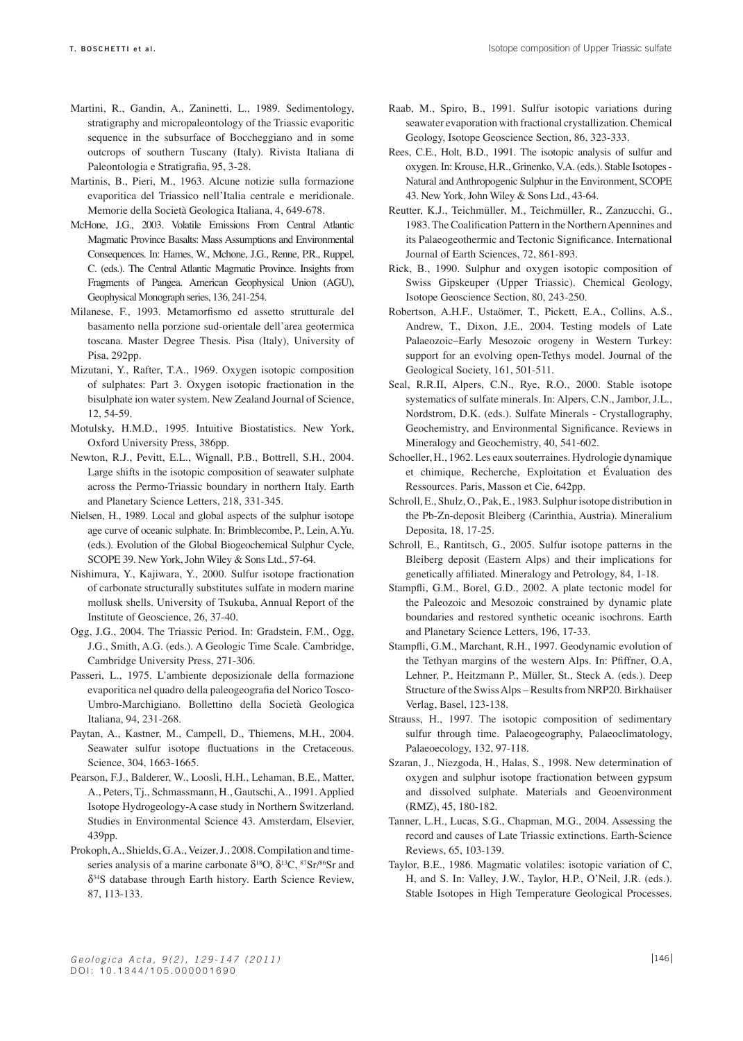Martini, R., Gandin, A., Zaninetti, L., 1989. Sedimentology, stratigraphy and micropaleontology of the Triassic evaporitic sequence in the subsurface of Boccheggiano and in some outcrops of southern Tuscany (Italy). Rivista Italiana di Paleontologia e Stratigrafia, 95, 3-28.

Martinis, B., Pieri, M., 1963. Alcune notizie sulla formazione evaporitica del Triassico nell'Italia centrale e meridionale. Memorie della Società Geologica Italiana, 4, 649-678.

McHone, J.G., 2003. Volatile Emissions From Central Atlantic Magmatic Province Basalts: Mass Assumptions and Environmental Consequences. In: Hames, W., Mchone, J.G., Renne, P.R., Ruppel, C. (eds.). The Central Atlantic Magmatic Province. Insights from Fragments of Pangea. American Geophysical Union (AGU), Geophysical Monograph series, 136, 241-254.

Milanese, F., 1993. Metamorfismo ed assetto strutturale del basamento nella porzione sud-orientale dell'area geotermica toscana. Master Degree Thesis. Pisa (Italy), University of Pisa, 292pp.

Mizutani, Y., Rafter, T.A., 1969. Oxygen isotopic composition of sulphates: Part 3. Oxygen isotopic fractionation in the bisulphate ion water system. New Zealand Journal of Science, 12, 54-59.

Motulsky, H.M.D., 1995. Intuitive Biostatistics. New York, Oxford University Press, 386pp.

Newton, R.J., Pevitt, E.L., Wignall, P.B., Bottrell, S.H., 2004. Large shifts in the isotopic composition of seawater sulphate across the Permo-Triassic boundary in northern Italy. Earth and Planetary Science Letters, 218, 331-345.

Nielsen, H., 1989. Local and global aspects of the sulphur isotope age curve of oceanic sulphate. In: Brimblecombe, P., Lein, A.Yu. (eds.). Evolution of the Global Biogeochemical Sulphur Cycle, SCOPE 39. New York, John Wiley & Sons Ltd., 57-64.

Nishimura, Y., Kajiwara, Y., 2000. Sulfur isotope fractionation of carbonate structurally substitutes sulfate in modern marine mollusk shells. University of Tsukuba, Annual Report of the Institute of Geoscience, 26, 37-40.

Ogg, J.G., 2004. The Triassic Period. In: Gradstein, F.M., Ogg, J.G., Smith, A.G. (eds.). A Geologic Time Scale. Cambridge, Cambridge University Press, 271-306.

Passeri, L., 1975. L'ambiente deposizionale della formazione evaporitica nel quadro della paleogeografia del Norico Tosco-Umbro-Marchigiano. Bollettino della Società Geologica Italiana, 94, 231-268.

Paytan, A., Kastner, M., Campell, D., Thiemens, M.H., 2004. Seawater sulfur isotope fluctuations in the Cretaceous. Science, 304, 1663-1665.

Pearson, F.J., Balderer, W., Loosli, H.H., Lehaman, B.E., Matter, A., Peters, Tj., Schmassmann, H., Gautschi, A., 1991. Applied Isotope Hydrogeology-A case study in Northern Switzerland. Studies in Environmental Science 43. Amsterdam, Elsevier, 439pp.

Prokoph, A., Shields, G.A., Veizer, J., 2008. Compilation and time-series analysis of a marine carbonate $\delta^{18}O$, $\delta^{13}C$, $^{87}Sr/^{86}Sr$ and $\delta^{34}S$ database through Earth history. Earth Science Review, 87, 113-133.

Raab, M., Spiro, B., 1991. Sulfur isotopic variations during seawater evaporation with fractional crystallization. Chemical Geology, Isotope Geoscience Section, 86, 323-333.

Rees, C.E., Holt, B.D., 1991. The isotopic analysis of sulfur and oxygen. In: Krouse, H.R., Grinenko, V.A. (eds.). Stable Isotopes - Natural and Anthropogenic Sulphur in the Environment, SCOPE 43. New York, John Wiley & Sons Ltd., 43-64.

Reutter, K.J., Teichmüller, M., Teichmüller, R., Zanzucchi, G., 1983. The Coalification Pattern in the Northern Apennines and its Palaeogeothermic and Tectonic Significance. International Journal of Earth Sciences, 72, 861-893.

Rick, B., 1990. Sulphur and oxygen isotopic composition of Swiss Gipskeuper (Upper Triassic). Chemical Geology, Isotope Geoscience Section, 80, 243-250.

Robertson, A.H.F., Ustaömer, T., Pickett, E.A., Collins, A.S., Andrew, T., Dixon, J.E., 2004. Testing models of Late Palaeozoic–Early Mesozoic orogeny in Western Turkey: support for an evolving open-Tethys model. Journal of the Geological Society, 161, 501-511.

Seal, R.R.II, Alpers, C.N., Rye, R.O., 2000. Stable isotope systematics of sulfate minerals. In: Alpers, C.N., Jambor, J.L., Nordstrom, D.K. (eds.). Sulfate Minerals - Crystallography, Geochemistry, and Environmental Significance. Reviews in Mineralogy and Geochemistry, 40, 541-602.

Schoeller, H., 1962. Les eaux souterraines. Hydrologie dynamique et chimique, Recherche, Exploitation et Évaluation des Ressources. Paris, Masson et Cie, 642pp.

Schroll, E., Shulz, O., Pak, E., 1983. Sulphur isotope distribution in the Pb-Zn-deposit Bleiberg (Carinthia, Austria). Mineralium Deposita, 18, 17-25.

Schroll, E., Rantitsch, G., 2005. Sulfur isotope patterns in the Bleiberg deposit (Eastern Alps) and their implications for genetically affiliated. Mineralogy and Petrology, 84, 1-18.

Stampfli, G.M., Borel, G.D., 2002. A plate tectonic model for the Paleozoic and Mesozoic constrained by dynamic plate boundaries and restored synthetic oceanic isochrons. Earth and Planetary Science Letters, 196, 17-33.

Stampfli, G.M., Marchant, R.H., 1997. Geodynamic evolution of the Tethyan margins of the western Alps. In: Pfiffner, O.A, Lehner, P., Heitzmann P., Müller, St., Steck A. (eds.). Deep Structure of the Swiss Alps – Results from NRP20. Birkhaüser Verlag, Basel, 123-138.

Strauss, H., 1997. The isotopic composition of sedimentary sulfur through time. Palaeogeography, Palaeoclimatology, Palaeoecology, 132, 97-118.

Szaran, J., Niezgoda, H., Halas, S., 1998. New determination of oxygen and sulphur isotope fractionation between gypsum and dissolved sulphate. Materials and Geoenvironment (RMZ), 45, 180-182.

Tanner, L.H., Lucas, S.G., Chapman, M.G., 2004. Assessing the record and causes of Late Triassic extinctions. Earth-Science Reviews, 65, 103-139.

Taylor, B.E., 1986. Magmatic volatiles: isotopic variation of C, H, and S. In: Valley, J.W., Taylor, H.P., O'Neil, J.R. (eds.). Stable Isotopes in High Temperature Geological Processes.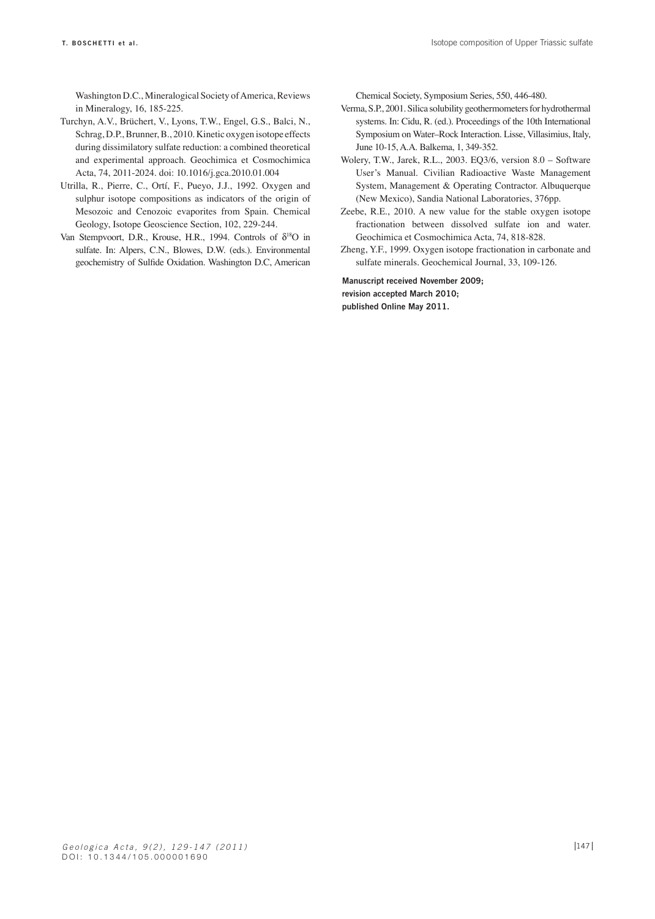Washington D.C., Mineralogical Society of America, Reviews in Mineralogy, 16, 185-225.

Turchyn, A.V., Brüchert, V., Lyons, T.W., Engel, G.S., Balci, N., Schrag, D.P., Brunner, B., 2010. Kinetic oxygen isotope effects during dissimilatory sulfate reduction: a combined theoretical and experimental approach. Geochimica et Cosmochimica Acta, 74, 2011-2024. doi: 10.1016/j.gca.2010.01.004

Utrilla, R., Pierre, C., Ortí, F., Pueyo, J.J., 1992. Oxygen and sulphur isotope compositions as indicators of the origin of Mesozoic and Cenozoic evaporites from Spain. Chemical Geology, Isotope Geoscience Section, 102, 229-244.

Van Stempvoort, D.R., Krouse, H.R., 1994. Controls of $\delta^{18}O$ in sulfate. In: Alpers, C.N., Blowes, D.W. (eds.). Environmental geochemistry of Sulfide Oxidation. Washington D.C, American Chemical Society, Symposium Series, 550, 446-480.

Verma, S.P., 2001. Silica solubility geothermometers for hydrothermal systems. In: Cidu, R. (ed.). Proceedings of the 10th International Symposium on Water–Rock Interaction. Lisse, Villasimius, Italy, June 10-15, A.A. Balkema, 1, 349-352.

Wolery, T.W., Jarek, R.L., 2003. EQ3/6, version 8.0 – Software User's Manual. Civilian Radioactive Waste Management System, Management & Operating Contractor. Albuquerque (New Mexico), Sandia National Laboratories, 376pp.

Zeebe, R.E., 2010. A new value for the stable oxygen isotope fractionation between dissolved sulfate ion and water. Geochimica et Cosmochimica Acta, 74, 818-828.

Zheng, Y.F., 1999. Oxygen isotope fractionation in carbonate and sulfate minerals. Geochemical Journal, 33, 109-126.

**Manuscript received November 2009;**
**revision accepted March 2010;**
**published Online May 2011.**